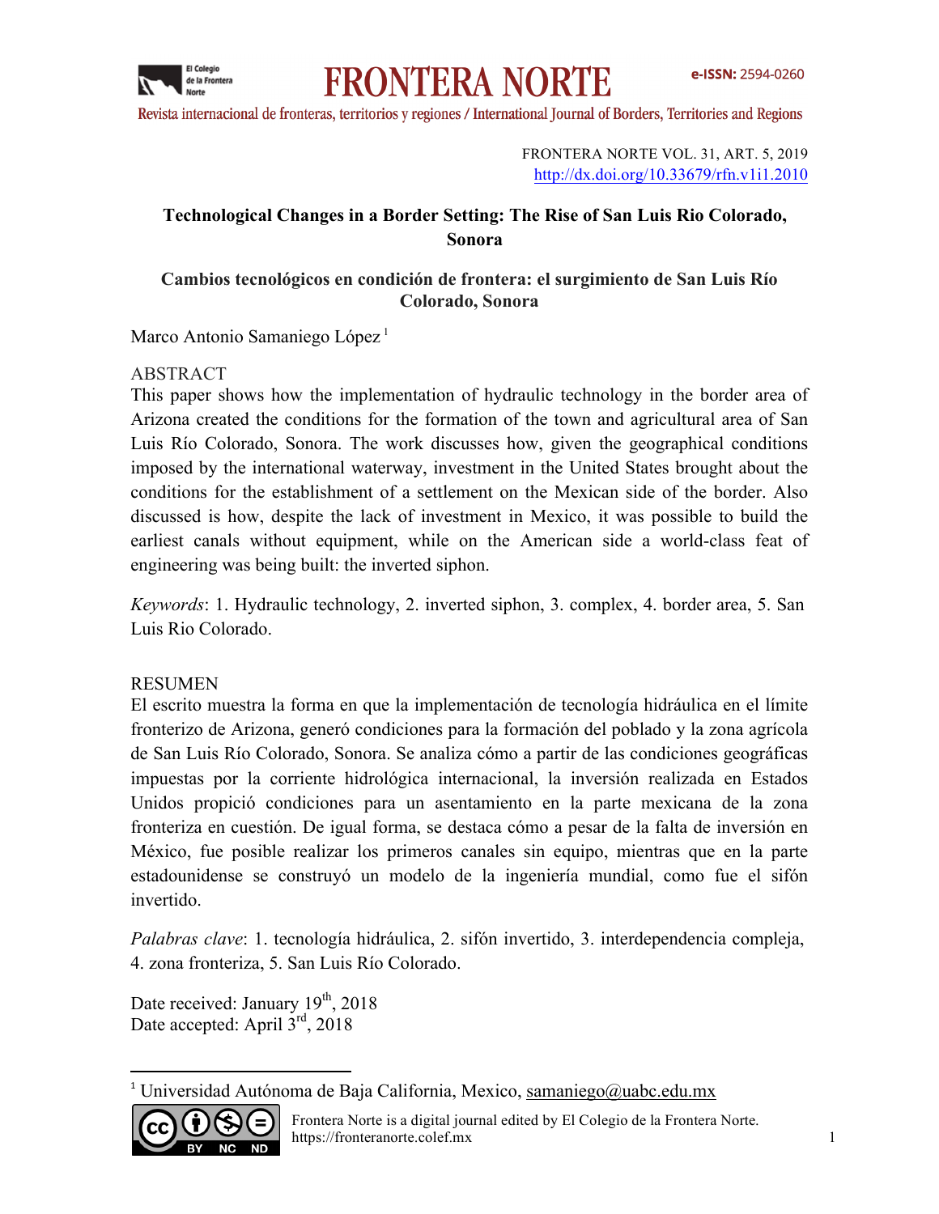FRONTERA NORTE VOL. 31, ART. 5, 2019
http://dx.doi.org/10.33679/rfn.v1i1.2010

# Technological Changes in a Border Setting: The Rise of San Luis Rio Colorado, Sonora

# Cambios tecnológicos en condición de frontera: el surgimiento de San Luis Río Colorado, Sonora

Marco Antonio Samaniego López [1]

## ABSTRACT

This paper shows how the implementation of hydraulic technology in the border area of Arizona created the conditions for the formation of the town and agricultural area of San Luis Río Colorado, Sonora. The work discusses how, given the geographical conditions imposed by the international waterway, investment in the United States brought about the conditions for the establishment of a settlement on the Mexican side of the border. Also discussed is how, despite the lack of investment in Mexico, it was possible to build the earliest canals without equipment, while on the American side a world-class feat of engineering was being built: the inverted siphon.

*Keywords*: 1. Hydraulic technology, 2. inverted siphon, 3. complex, 4. border area, 5. San Luis Rio Colorado.

## RESUMEN

El escrito muestra la forma en que la implementación de tecnología hidráulica en el límite fronterizo de Arizona, generó condiciones para la formación del poblado y la zona agrícola de San Luis Río Colorado, Sonora. Se analiza cómo a partir de las condiciones geográficas impuestas por la corriente hidrológica internacional, la inversión realizada en Estados Unidos propició condiciones para un asentamiento en la parte mexicana de la zona fronteriza en cuestión. De igual forma, se destaca cómo a pesar de la falta de inversión en México, fue posible realizar los primeros canales sin equipo, mientras que en la parte estadounidense se construyó un modelo de la ingeniería mundial, como fue el sifón invertido.

*Palabras clave*: 1. tecnología hidráulica, 2. sifón invertido, 3. interdependencia compleja, 4. zona fronteriza, 5. San Luis Río Colorado.

Date received: January 19th, 2018
Date accepted: April 3rd, 2018

---

[1] Universidad Autónoma de Baja California, Mexico, samaniego@uabc.edu.mx

Frontera Norte is a digital journal edited by El Colegio de la Frontera Norte.
https://fronteranorte.colef.mx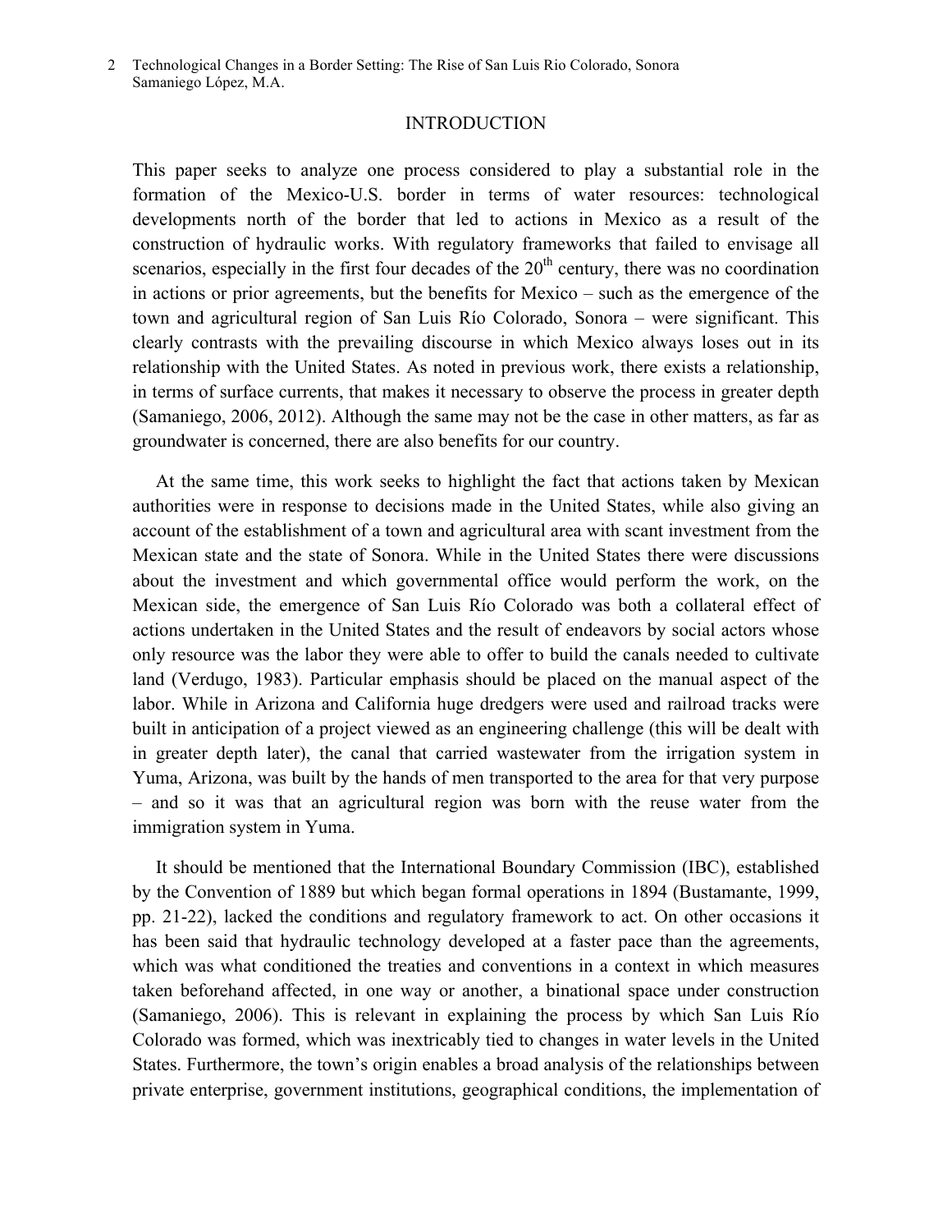## INTRODUCTION

This paper seeks to analyze one process considered to play a substantial role in the formation of the Mexico-U.S. border in terms of water resources: technological developments north of the border that led to actions in Mexico as a result of the construction of hydraulic works. With regulatory frameworks that failed to envisage all scenarios, especially in the first four decades of the 20th century, there was no coordination in actions or prior agreements, but the benefits for Mexico – such as the emergence of the town and agricultural region of San Luis Río Colorado, Sonora – were significant. This clearly contrasts with the prevailing discourse in which Mexico always loses out in its relationship with the United States. As noted in previous work, there exists a relationship, in terms of surface currents, that makes it necessary to observe the process in greater depth (Samaniego, 2006, 2012). Although the same may not be the case in other matters, as far as groundwater is concerned, there are also benefits for our country.

At the same time, this work seeks to highlight the fact that actions taken by Mexican authorities were in response to decisions made in the United States, while also giving an account of the establishment of a town and agricultural area with scant investment from the Mexican state and the state of Sonora. While in the United States there were discussions about the investment and which governmental office would perform the work, on the Mexican side, the emergence of San Luis Río Colorado was both a collateral effect of actions undertaken in the United States and the result of endeavors by social actors whose only resource was the labor they were able to offer to build the canals needed to cultivate land (Verdugo, 1983). Particular emphasis should be placed on the manual aspect of the labor. While in Arizona and California huge dredgers were used and railroad tracks were built in anticipation of a project viewed as an engineering challenge (this will be dealt with in greater depth later), the canal that carried wastewater from the irrigation system in Yuma, Arizona, was built by the hands of men transported to the area for that very purpose – and so it was that an agricultural region was born with the reuse water from the immigration system in Yuma.

It should be mentioned that the International Boundary Commission (IBC), established by the Convention of 1889 but which began formal operations in 1894 (Bustamante, 1999, pp. 21-22), lacked the conditions and regulatory framework to act. On other occasions it has been said that hydraulic technology developed at a faster pace than the agreements, which was what conditioned the treaties and conventions in a context in which measures taken beforehand affected, in one way or another, a binational space under construction (Samaniego, 2006). This is relevant in explaining the process by which San Luis Río Colorado was formed, which was inextricably tied to changes in water levels in the United States. Furthermore, the town's origin enables a broad analysis of the relationships between private enterprise, government institutions, geographical conditions, the implementation of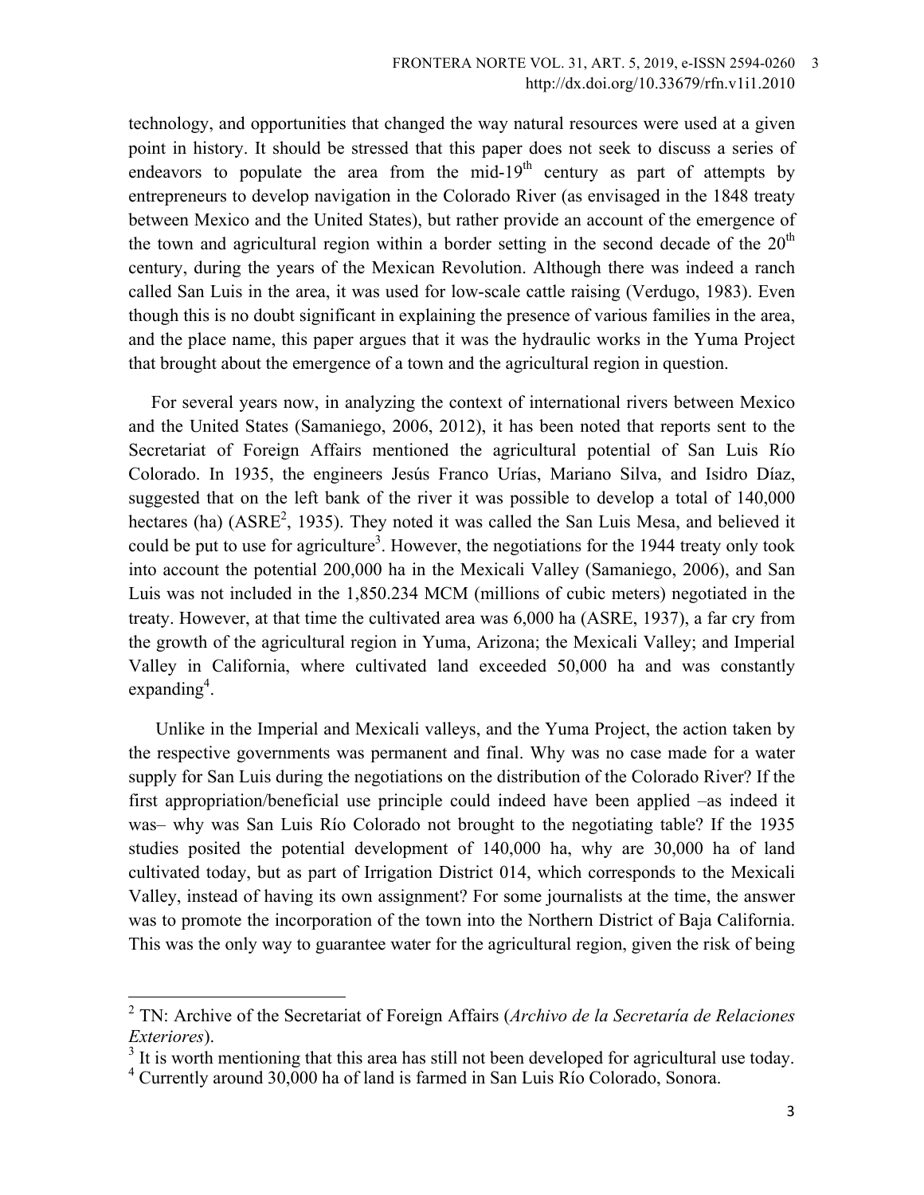technology, and opportunities that changed the way natural resources were used at a given point in history. It should be stressed that this paper does not seek to discuss a series of endeavors to populate the area from the mid-19th century as part of attempts by entrepreneurs to develop navigation in the Colorado River (as envisaged in the 1848 treaty between Mexico and the United States), but rather provide an account of the emergence of the town and agricultural region within a border setting in the second decade of the 20th century, during the years of the Mexican Revolution. Although there was indeed a ranch called San Luis in the area, it was used for low-scale cattle raising (Verdugo, 1983). Even though this is no doubt significant in explaining the presence of various families in the area, and the place name, this paper argues that it was the hydraulic works in the Yuma Project that brought about the emergence of a town and the agricultural region in question.

For several years now, in analyzing the context of international rivers between Mexico and the United States (Samaniego, 2006, 2012), it has been noted that reports sent to the Secretariat of Foreign Affairs mentioned the agricultural potential of San Luis Río Colorado. In 1935, the engineers Jesús Franco Urías, Mariano Silva, and Isidro Díaz, suggested that on the left bank of the river it was possible to develop a total of 140,000 hectares (ha) (ASRE[2], 1935). They noted it was called the San Luis Mesa, and believed it could be put to use for agriculture[3]. However, the negotiations for the 1944 treaty only took into account the potential 200,000 ha in the Mexicali Valley (Samaniego, 2006), and San Luis was not included in the 1,850.234 MCM (millions of cubic meters) negotiated in the treaty. However, at that time the cultivated area was 6,000 ha (ASRE, 1937), a far cry from the growth of the agricultural region in Yuma, Arizona; the Mexicali Valley; and Imperial Valley in California, where cultivated land exceeded 50,000 ha and was constantly expanding[4].

Unlike in the Imperial and Mexicali valleys, and the Yuma Project, the action taken by the respective governments was permanent and final. Why was no case made for a water supply for San Luis during the negotiations on the distribution of the Colorado River? If the first appropriation/beneficial use principle could indeed have been applied –as indeed it was– why was San Luis Río Colorado not brought to the negotiating table? If the 1935 studies posited the potential development of 140,000 ha, why are 30,000 ha of land cultivated today, but as part of Irrigation District 014, which corresponds to the Mexicali Valley, instead of having its own assignment? For some journalists at the time, the answer was to promote the incorporation of the town into the Northern District of Baja California. This was the only way to guarantee water for the agricultural region, given the risk of being

---

[2] TN: Archive of the Secretariat of Foreign Affairs (*Archivo de la Secretaría de Relaciones Exteriores*).

[3] It is worth mentioning that this area has still not been developed for agricultural use today.

[4] Currently around 30,000 ha of land is farmed in San Luis Río Colorado, Sonora.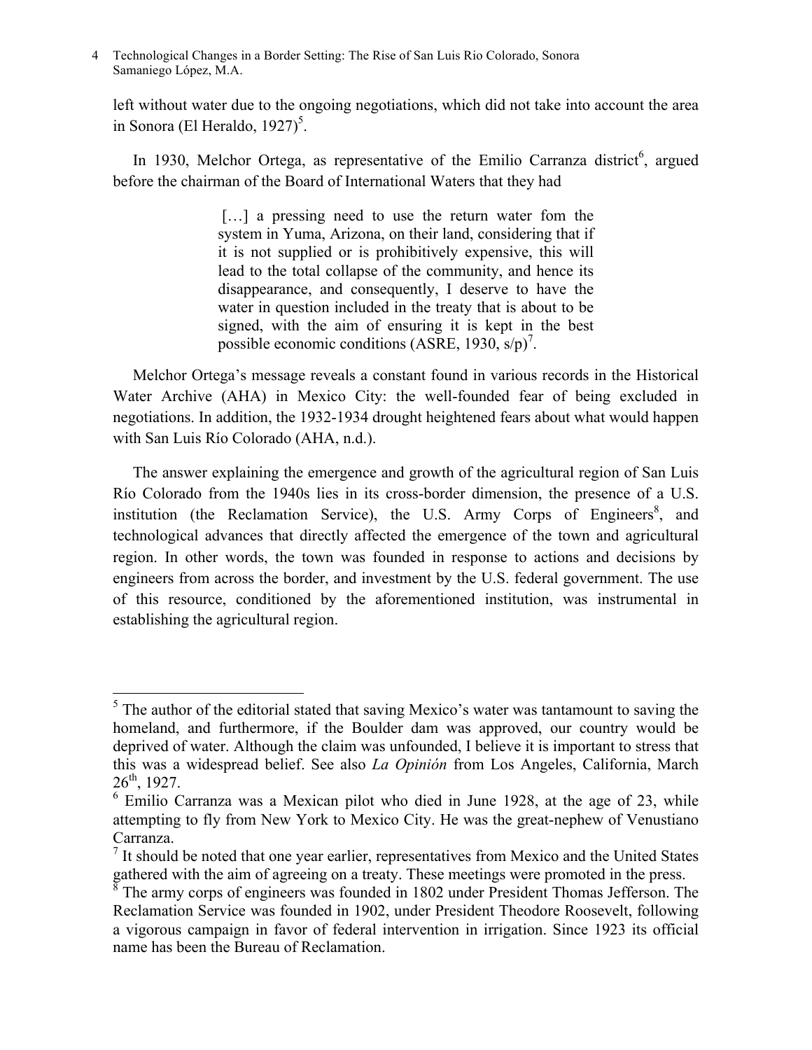left without water due to the ongoing negotiations, which did not take into account the area in Sonora (El Heraldo, 1927)[5].

In 1930, Melchor Ortega, as representative of the Emilio Carranza district[6], argued before the chairman of the Board of International Waters that they had

> […] a pressing need to use the return water fom the system in Yuma, Arizona, on their land, considering that if it is not supplied or is prohibitively expensive, this will lead to the total collapse of the community, and hence its disappearance, and consequently, I deserve to have the water in question included in the treaty that is about to be signed, with the aim of ensuring it is kept in the best possible economic conditions (ASRE, 1930, s/p)[7].

Melchor Ortega's message reveals a constant found in various records in the Historical Water Archive (AHA) in Mexico City: the well-founded fear of being excluded in negotiations. In addition, the 1932-1934 drought heightened fears about what would happen with San Luis Río Colorado (AHA, n.d.).

The answer explaining the emergence and growth of the agricultural region of San Luis Río Colorado from the 1940s lies in its cross-border dimension, the presence of a U.S. institution (the Reclamation Service), the U.S. Army Corps of Engineers[8], and technological advances that directly affected the emergence of the town and agricultural region. In other words, the town was founded in response to actions and decisions by engineers from across the border, and investment by the U.S. federal government. The use of this resource, conditioned by the aforementioned institution, was instrumental in establishing the agricultural region.

---

[5] The author of the editorial stated that saving Mexico's water was tantamount to saving the homeland, and furthermore, if the Boulder dam was approved, our country would be deprived of water. Although the claim was unfounded, I believe it is important to stress that this was a widespread belief. See also *La Opinión* from Los Angeles, California, March 26th, 1927.

[6] Emilio Carranza was a Mexican pilot who died in June 1928, at the age of 23, while attempting to fly from New York to Mexico City. He was the great-nephew of Venustiano Carranza.

[7] It should be noted that one year earlier, representatives from Mexico and the United States gathered with the aim of agreeing on a treaty. These meetings were promoted in the press.

[8] The army corps of engineers was founded in 1802 under President Thomas Jefferson. The Reclamation Service was founded in 1902, under President Theodore Roosevelt, following a vigorous campaign in favor of federal intervention in irrigation. Since 1923 its official name has been the Bureau of Reclamation.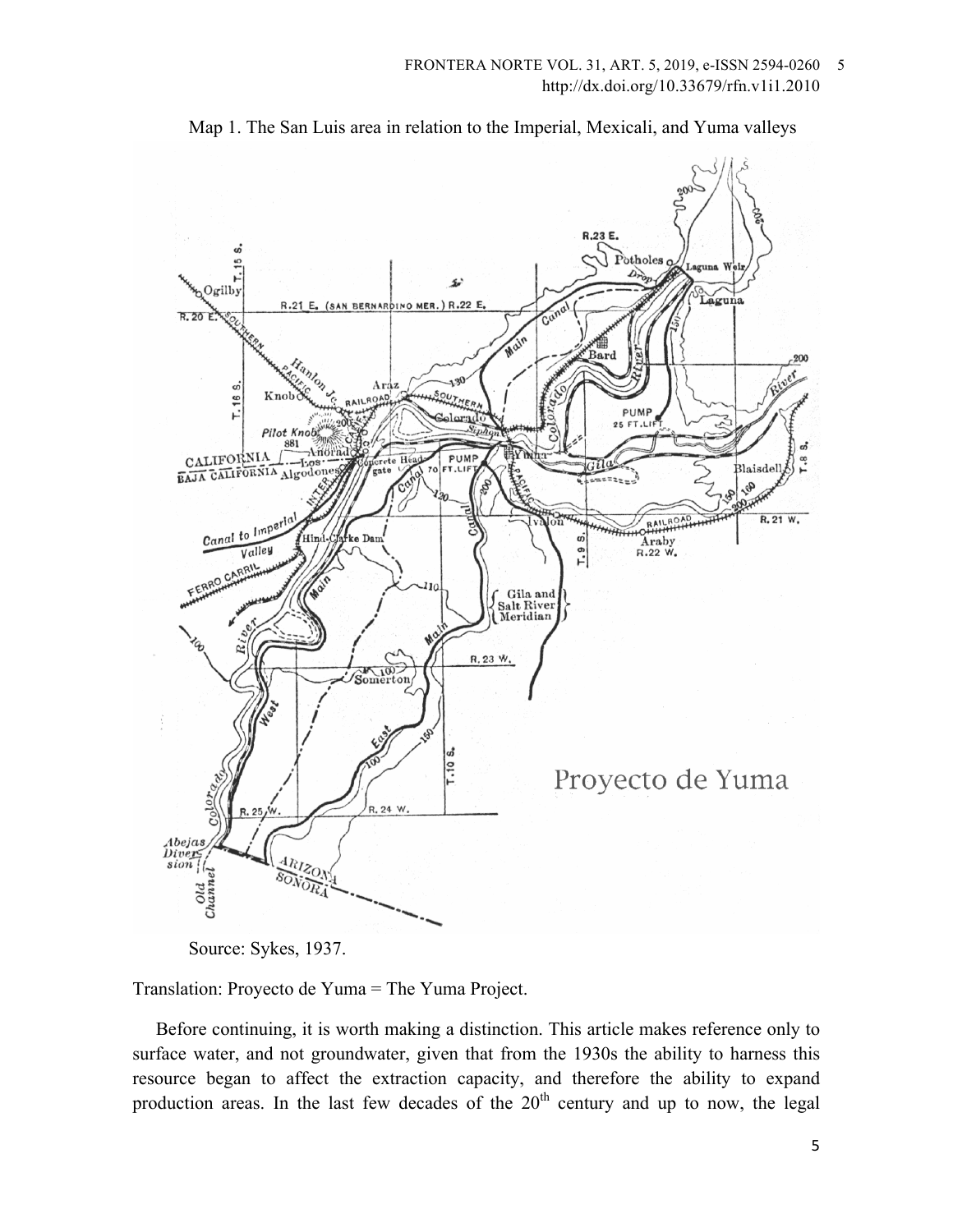Map 1. The San Luis area in relation to the Imperial, Mexicali, and Yuma valleys

Source: Sykes, 1937.

Translation: Proyecto de Yuma = The Yuma Project.

Before continuing, it is worth making a distinction. This article makes reference only to surface water, and not groundwater, given that from the 1930s the ability to harness this resource began to affect the extraction capacity, and therefore the ability to expand production areas. In the last few decades of the 20th century and up to now, the legal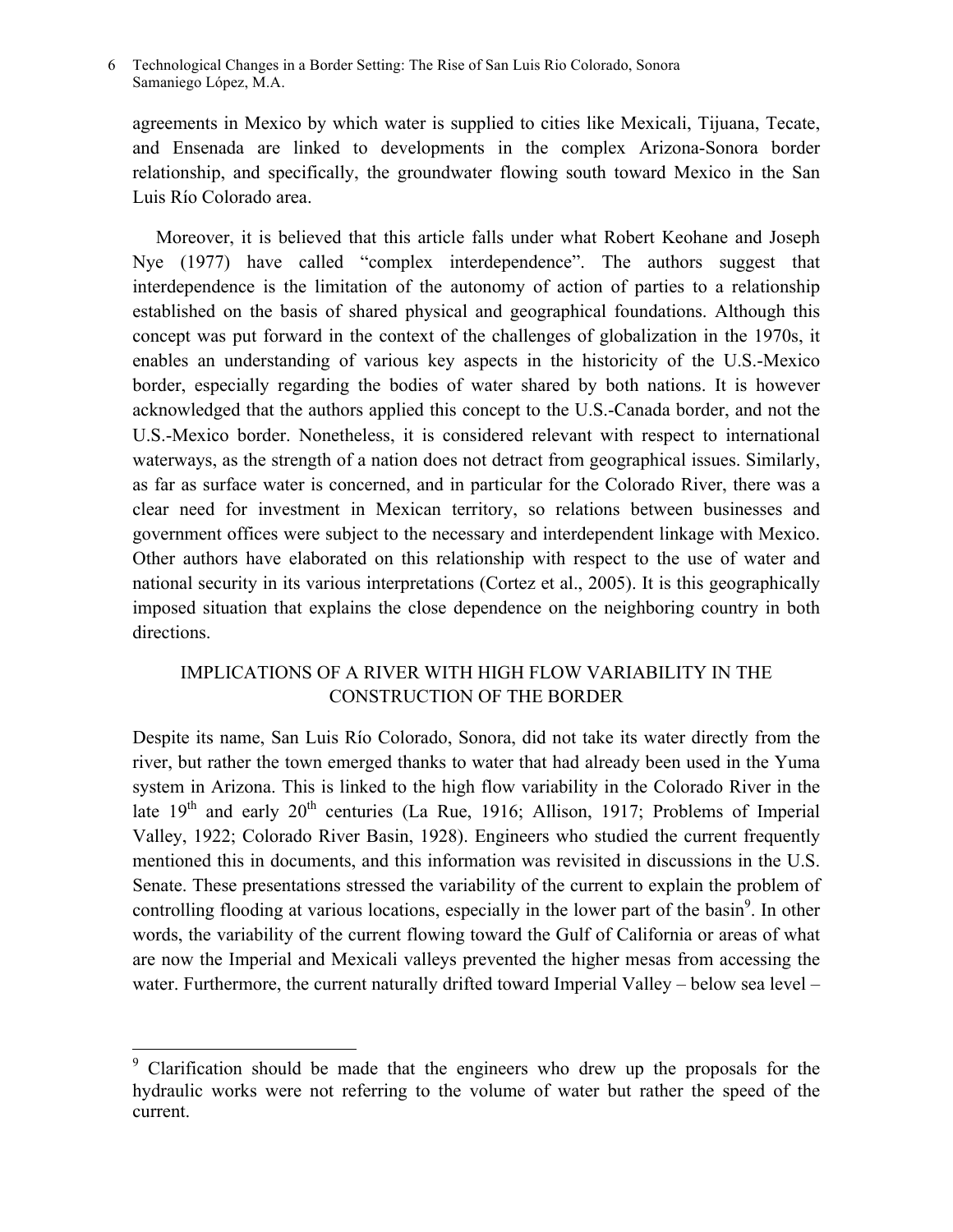agreements in Mexico by which water is supplied to cities like Mexicali, Tijuana, Tecate, and Ensenada are linked to developments in the complex Arizona-Sonora border relationship, and specifically, the groundwater flowing south toward Mexico in the San Luis Río Colorado area.

Moreover, it is believed that this article falls under what Robert Keohane and Joseph Nye (1977) have called "complex interdependence". The authors suggest that interdependence is the limitation of the autonomy of action of parties to a relationship established on the basis of shared physical and geographical foundations. Although this concept was put forward in the context of the challenges of globalization in the 1970s, it enables an understanding of various key aspects in the historicity of the U.S.-Mexico border, especially regarding the bodies of water shared by both nations. It is however acknowledged that the authors applied this concept to the U.S.-Canada border, and not the U.S.-Mexico border. Nonetheless, it is considered relevant with respect to international waterways, as the strength of a nation does not detract from geographical issues. Similarly, as far as surface water is concerned, and in particular for the Colorado River, there was a clear need for investment in Mexican territory, so relations between businesses and government offices were subject to the necessary and interdependent linkage with Mexico. Other authors have elaborated on this relationship with respect to the use of water and national security in its various interpretations (Cortez et al., 2005). It is this geographically imposed situation that explains the close dependence on the neighboring country in both directions.

## IMPLICATIONS OF A RIVER WITH HIGH FLOW VARIABILITY IN THE CONSTRUCTION OF THE BORDER

Despite its name, San Luis Río Colorado, Sonora, did not take its water directly from the river, but rather the town emerged thanks to water that had already been used in the Yuma system in Arizona. This is linked to the high flow variability in the Colorado River in the late 19th and early 20th centuries (La Rue, 1916; Allison, 1917; Problems of Imperial Valley, 1922; Colorado River Basin, 1928). Engineers who studied the current frequently mentioned this in documents, and this information was revisited in discussions in the U.S. Senate. These presentations stressed the variability of the current to explain the problem of controlling flooding at various locations, especially in the lower part of the basin[9]. In other words, the variability of the current flowing toward the Gulf of California or areas of what are now the Imperial and Mexicali valleys prevented the higher mesas from accessing the water. Furthermore, the current naturally drifted toward Imperial Valley – below sea level –

[9] Clarification should be made that the engineers who drew up the proposals for the hydraulic works were not referring to the volume of water but rather the speed of the current.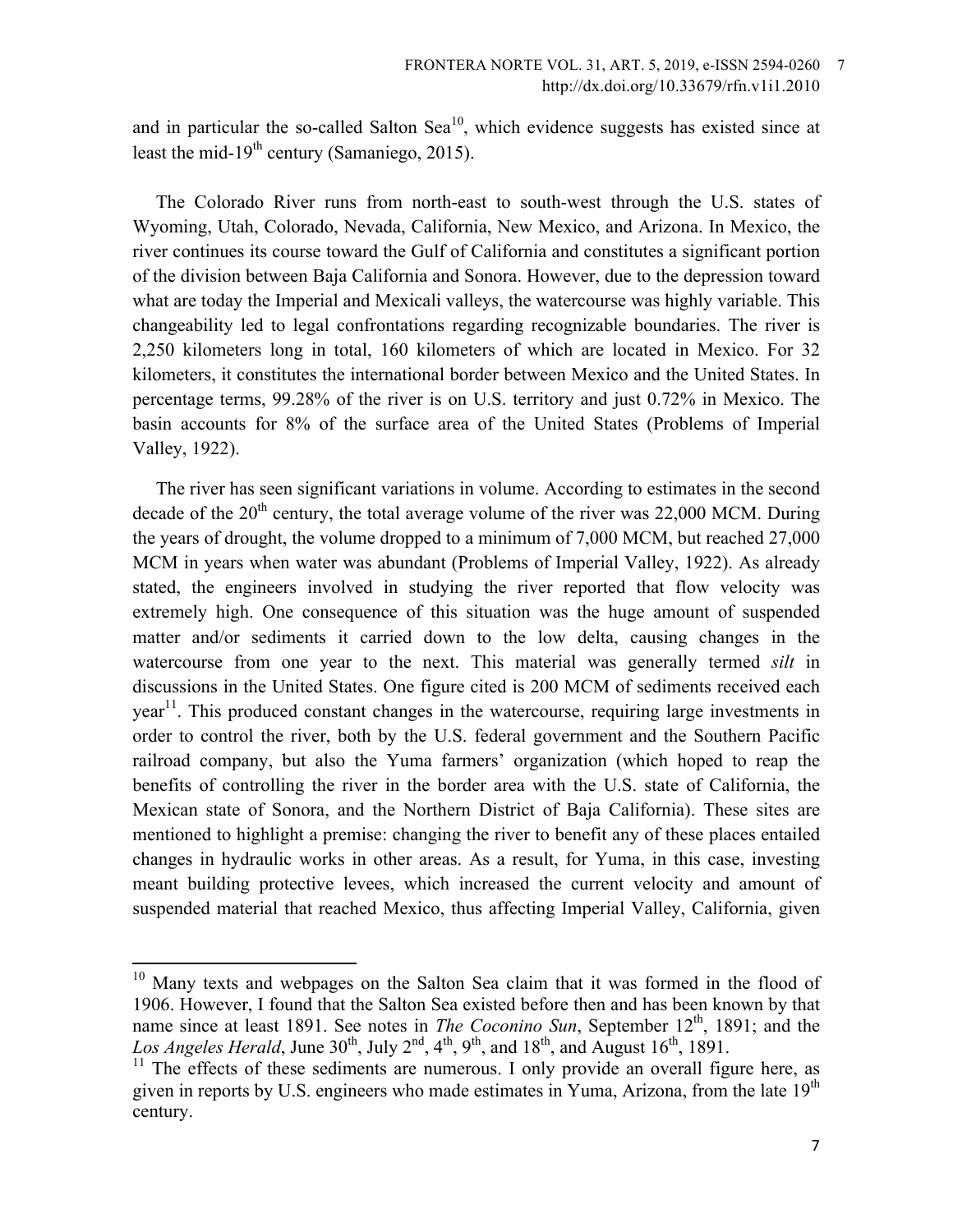and in particular the so-called Salton Sea[10], which evidence suggests has existed since at least the mid-19th century (Samaniego, 2015).

The Colorado River runs from north-east to south-west through the U.S. states of Wyoming, Utah, Colorado, Nevada, California, New Mexico, and Arizona. In Mexico, the river continues its course toward the Gulf of California and constitutes a significant portion of the division between Baja California and Sonora. However, due to the depression toward what are today the Imperial and Mexicali valleys, the watercourse was highly variable. This changeability led to legal confrontations regarding recognizable boundaries. The river is 2,250 kilometers long in total, 160 kilometers of which are located in Mexico. For 32 kilometers, it constitutes the international border between Mexico and the United States. In percentage terms, 99.28% of the river is on U.S. territory and just 0.72% in Mexico. The basin accounts for 8% of the surface area of the United States (Problems of Imperial Valley, 1922).

The river has seen significant variations in volume. According to estimates in the second decade of the 20th century, the total average volume of the river was 22,000 MCM. During the years of drought, the volume dropped to a minimum of 7,000 MCM, but reached 27,000 MCM in years when water was abundant (Problems of Imperial Valley, 1922). As already stated, the engineers involved in studying the river reported that flow velocity was extremely high. One consequence of this situation was the huge amount of suspended matter and/or sediments it carried down to the low delta, causing changes in the watercourse from one year to the next. This material was generally termed *silt* in discussions in the United States. One figure cited is 200 MCM of sediments received each year[11]. This produced constant changes in the watercourse, requiring large investments in order to control the river, both by the U.S. federal government and the Southern Pacific railroad company, but also the Yuma farmers' organization (which hoped to reap the benefits of controlling the river in the border area with the U.S. state of California, the Mexican state of Sonora, and the Northern District of Baja California). These sites are mentioned to highlight a premise: changing the river to benefit any of these places entailed changes in hydraulic works in other areas. As a result, for Yuma, in this case, investing meant building protective levees, which increased the current velocity and amount of suspended material that reached Mexico, thus affecting Imperial Valley, California, given

---

[10] Many texts and webpages on the Salton Sea claim that it was formed in the flood of 1906. However, I found that the Salton Sea existed before then and has been known by that name since at least 1891. See notes in *The Coconino Sun*, September 12th, 1891; and the *Los Angeles Herald*, June 30th, July 2nd, 4th, 9th, and 18th, and August 16th, 1891.

[11] The effects of these sediments are numerous. I only provide an overall figure here, as given in reports by U.S. engineers who made estimates in Yuma, Arizona, from the late 19th century.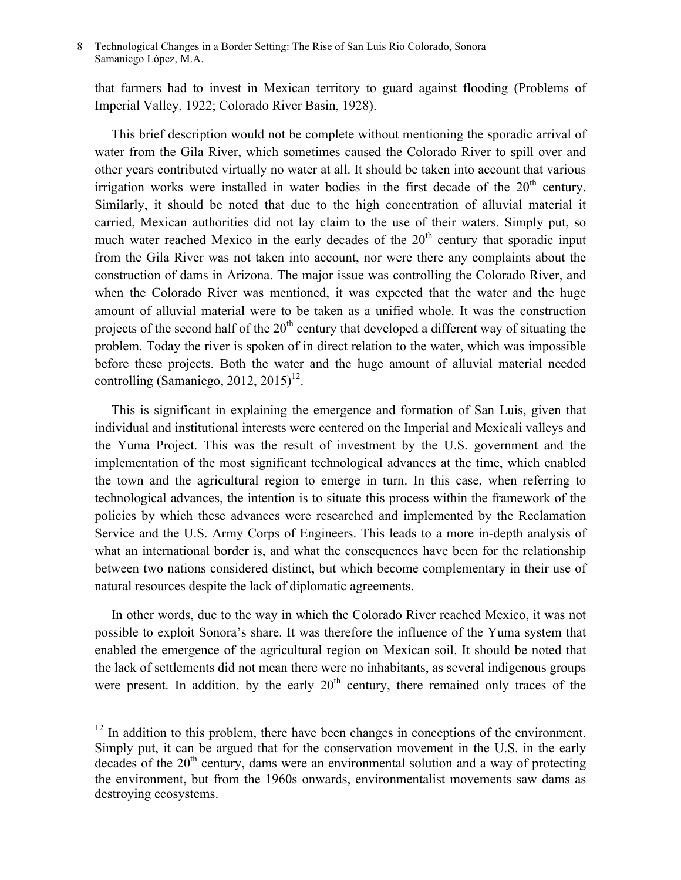that farmers had to invest in Mexican territory to guard against flooding (Problems of Imperial Valley, 1922; Colorado River Basin, 1928).

This brief description would not be complete without mentioning the sporadic arrival of water from the Gila River, which sometimes caused the Colorado River to spill over and other years contributed virtually no water at all. It should be taken into account that various irrigation works were installed in water bodies in the first decade of the 20th century. Similarly, it should be noted that due to the high concentration of alluvial material it carried, Mexican authorities did not lay claim to the use of their waters. Simply put, so much water reached Mexico in the early decades of the 20th century that sporadic input from the Gila River was not taken into account, nor were there any complaints about the construction of dams in Arizona. The major issue was controlling the Colorado River, and when the Colorado River was mentioned, it was expected that the water and the huge amount of alluvial material were to be taken as a unified whole. It was the construction projects of the second half of the 20th century that developed a different way of situating the problem. Today the river is spoken of in direct relation to the water, which was impossible before these projects. Both the water and the huge amount of alluvial material needed controlling (Samaniego, 2012, 2015)[12].

This is significant in explaining the emergence and formation of San Luis, given that individual and institutional interests were centered on the Imperial and Mexicali valleys and the Yuma Project. This was the result of investment by the U.S. government and the implementation of the most significant technological advances at the time, which enabled the town and the agricultural region to emerge in turn. In this case, when referring to technological advances, the intention is to situate this process within the framework of the policies by which these advances were researched and implemented by the Reclamation Service and the U.S. Army Corps of Engineers. This leads to a more in-depth analysis of what an international border is, and what the consequences have been for the relationship between two nations considered distinct, but which become complementary in their use of natural resources despite the lack of diplomatic agreements.

In other words, due to the way in which the Colorado River reached Mexico, it was not possible to exploit Sonora's share. It was therefore the influence of the Yuma system that enabled the emergence of the agricultural region on Mexican soil. It should be noted that the lack of settlements did not mean there were no inhabitants, as several indigenous groups were present. In addition, by the early 20th century, there remained only traces of the

---

[12] In addition to this problem, there have been changes in conceptions of the environment. Simply put, it can be argued that for the conservation movement in the U.S. in the early decades of the 20th century, dams were an environmental solution and a way of protecting the environment, but from the 1960s onwards, environmentalist movements saw dams as destroying ecosystems.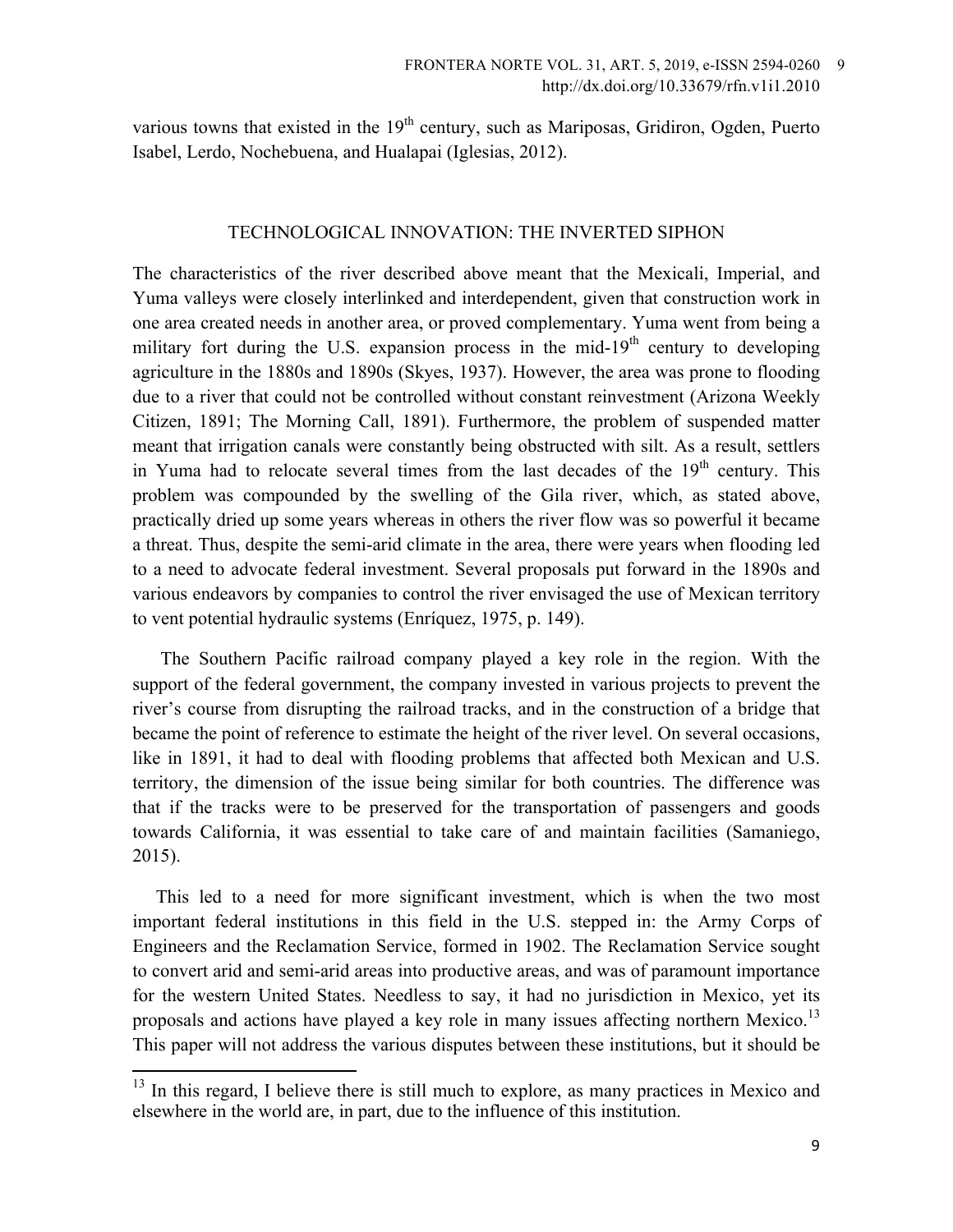various towns that existed in the 19th century, such as Mariposas, Gridiron, Ogden, Puerto Isabel, Lerdo, Nochebuena, and Hualapai (Iglesias, 2012).

## TECHNOLOGICAL INNOVATION: THE INVERTED SIPHON

The characteristics of the river described above meant that the Mexicali, Imperial, and Yuma valleys were closely interlinked and interdependent, given that construction work in one area created needs in another area, or proved complementary. Yuma went from being a military fort during the U.S. expansion process in the mid-19th century to developing agriculture in the 1880s and 1890s (Skyes, 1937). However, the area was prone to flooding due to a river that could not be controlled without constant reinvestment (Arizona Weekly Citizen, 1891; The Morning Call, 1891). Furthermore, the problem of suspended matter meant that irrigation canals were constantly being obstructed with silt. As a result, settlers in Yuma had to relocate several times from the last decades of the 19th century. This problem was compounded by the swelling of the Gila river, which, as stated above, practically dried up some years whereas in others the river flow was so powerful it became a threat. Thus, despite the semi-arid climate in the area, there were years when flooding led to a need to advocate federal investment. Several proposals put forward in the 1890s and various endeavors by companies to control the river envisaged the use of Mexican territory to vent potential hydraulic systems (Enríquez, 1975, p. 149).

The Southern Pacific railroad company played a key role in the region. With the support of the federal government, the company invested in various projects to prevent the river's course from disrupting the railroad tracks, and in the construction of a bridge that became the point of reference to estimate the height of the river level. On several occasions, like in 1891, it had to deal with flooding problems that affected both Mexican and U.S. territory, the dimension of the issue being similar for both countries. The difference was that if the tracks were to be preserved for the transportation of passengers and goods towards California, it was essential to take care of and maintain facilities (Samaniego, 2015).

This led to a need for more significant investment, which is when the two most important federal institutions in this field in the U.S. stepped in: the Army Corps of Engineers and the Reclamation Service, formed in 1902. The Reclamation Service sought to convert arid and semi-arid areas into productive areas, and was of paramount importance for the western United States. Needless to say, it had no jurisdiction in Mexico, yet its proposals and actions have played a key role in many issues affecting northern Mexico.[13] This paper will not address the various disputes between these institutions, but it should be

[13] In this regard, I believe there is still much to explore, as many practices in Mexico and elsewhere in the world are, in part, due to the influence of this institution.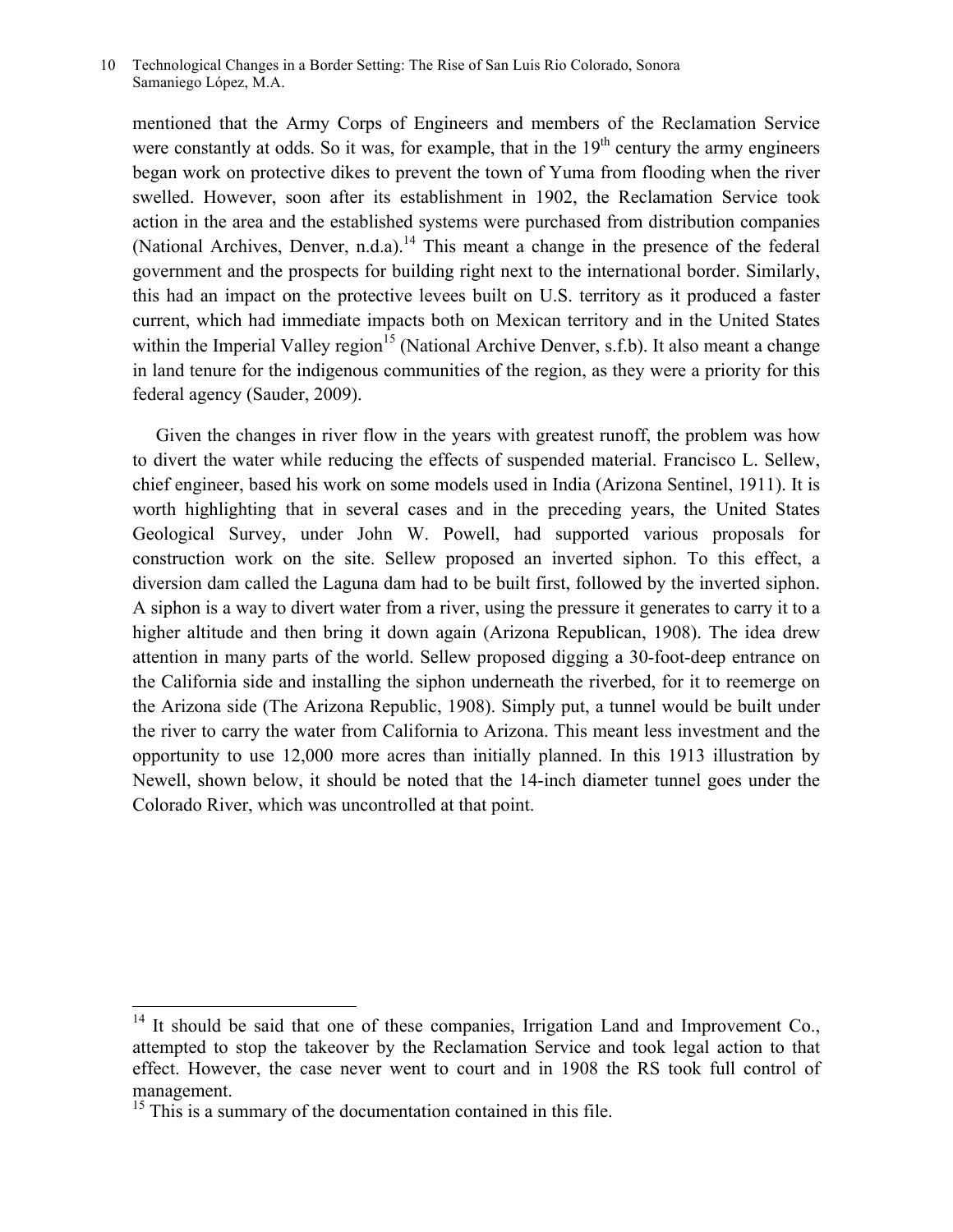mentioned that the Army Corps of Engineers and members of the Reclamation Service were constantly at odds. So it was, for example, that in the 19th century the army engineers began work on protective dikes to prevent the town of Yuma from flooding when the river swelled. However, soon after its establishment in 1902, the Reclamation Service took action in the area and the established systems were purchased from distribution companies (National Archives, Denver, n.d.a).[14] This meant a change in the presence of the federal government and the prospects for building right next to the international border. Similarly, this had an impact on the protective levees built on U.S. territory as it produced a faster current, which had immediate impacts both on Mexican territory and in the United States within the Imperial Valley region[15] (National Archive Denver, s.f.b). It also meant a change in land tenure for the indigenous communities of the region, as they were a priority for this federal agency (Sauder, 2009).

Given the changes in river flow in the years with greatest runoff, the problem was how to divert the water while reducing the effects of suspended material. Francisco L. Sellew, chief engineer, based his work on some models used in India (Arizona Sentinel, 1911). It is worth highlighting that in several cases and in the preceding years, the United States Geological Survey, under John W. Powell, had supported various proposals for construction work on the site. Sellew proposed an inverted siphon. To this effect, a diversion dam called the Laguna dam had to be built first, followed by the inverted siphon. A siphon is a way to divert water from a river, using the pressure it generates to carry it to a higher altitude and then bring it down again (Arizona Republican, 1908). The idea drew attention in many parts of the world. Sellew proposed digging a 30-foot-deep entrance on the California side and installing the siphon underneath the riverbed, for it to reemerge on the Arizona side (The Arizona Republic, 1908). Simply put, a tunnel would be built under the river to carry the water from California to Arizona. This meant less investment and the opportunity to use 12,000 more acres than initially planned. In this 1913 illustration by Newell, shown below, it should be noted that the 14-inch diameter tunnel goes under the Colorado River, which was uncontrolled at that point.

---

[14] It should be said that one of these companies, Irrigation Land and Improvement Co., attempted to stop the takeover by the Reclamation Service and took legal action to that effect. However, the case never went to court and in 1908 the RS took full control of management.

[15] This is a summary of the documentation contained in this file.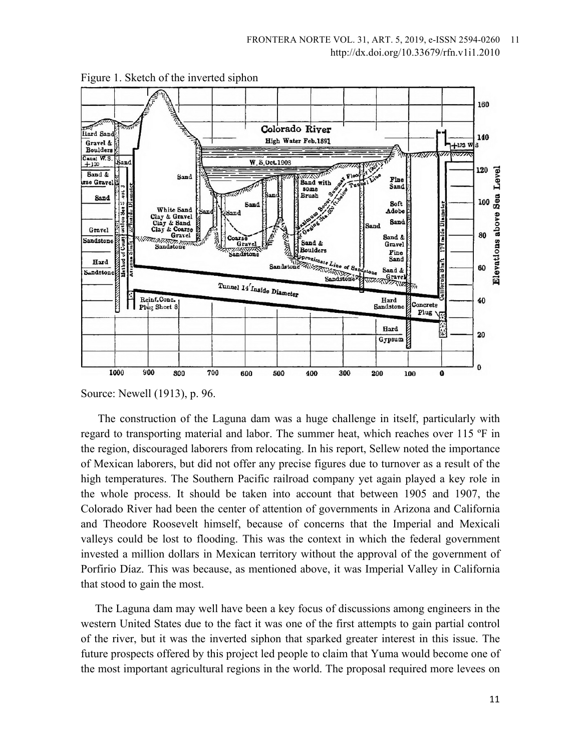Figure 1. Sketch of the inverted siphon

Source: Newell (1913), p. 96.

The construction of the Laguna dam was a huge challenge in itself, particularly with regard to transporting material and labor. The summer heat, which reaches over 115 ºF in the region, discouraged laborers from relocating. In his report, Sellew noted the importance of Mexican laborers, but did not offer any precise figures due to turnover as a result of the high temperatures. The Southern Pacific railroad company yet again played a key role in the whole process. It should be taken into account that between 1905 and 1907, the Colorado River had been the center of attention of governments in Arizona and California and Theodore Roosevelt himself, because of concerns that the Imperial and Mexicali valleys could be lost to flooding. This was the context in which the federal government invested a million dollars in Mexican territory without the approval of the government of Porfirio Díaz. This was because, as mentioned above, it was Imperial Valley in California that stood to gain the most.

The Laguna dam may well have been a key focus of discussions among engineers in the western United States due to the fact it was one of the first attempts to gain partial control of the river, but it was the inverted siphon that sparked greater interest in this issue. The future prospects offered by this project led people to claim that Yuma would become one of the most important agricultural regions in the world. The proposal required more levees on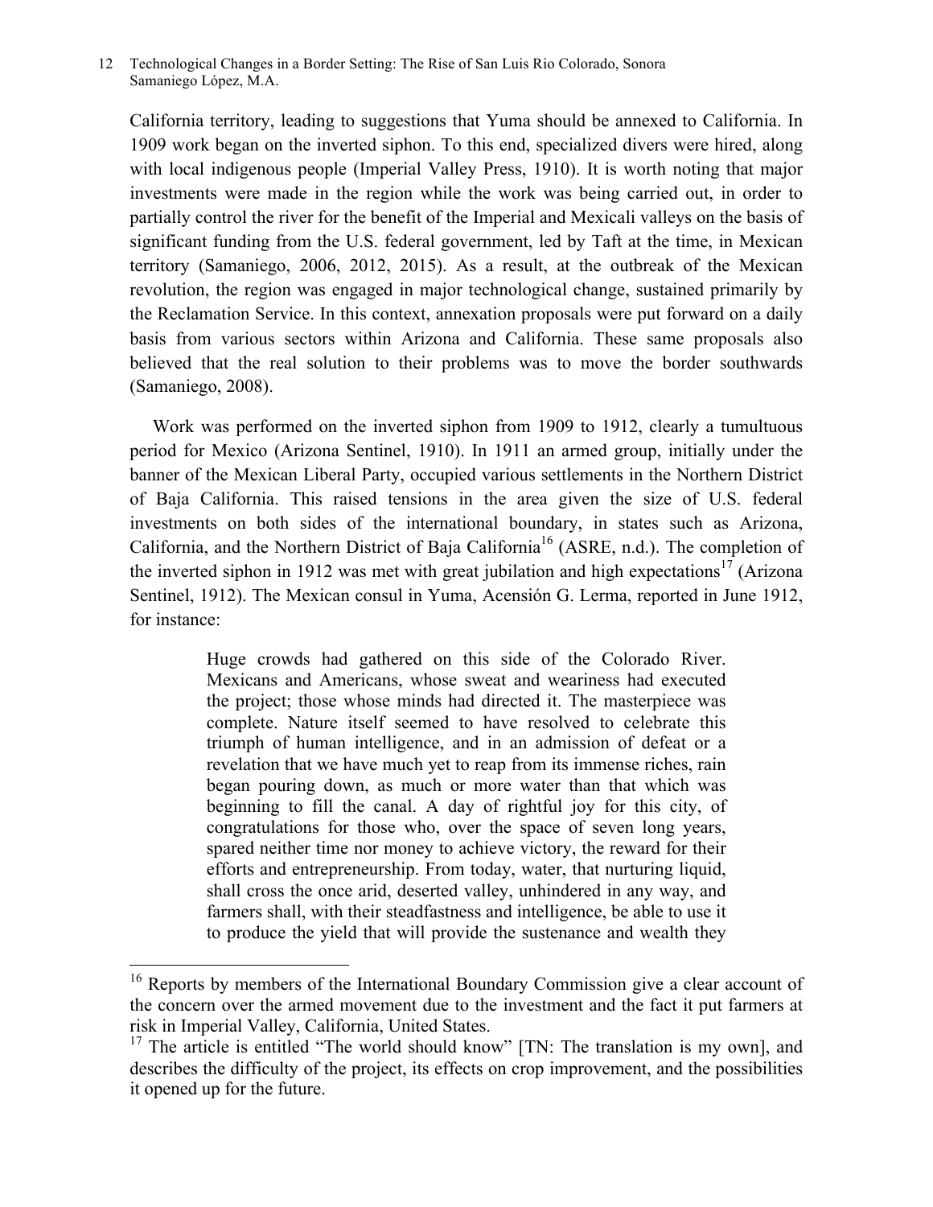California territory, leading to suggestions that Yuma should be annexed to California. In 1909 work began on the inverted siphon. To this end, specialized divers were hired, along with local indigenous people (Imperial Valley Press, 1910). It is worth noting that major investments were made in the region while the work was being carried out, in order to partially control the river for the benefit of the Imperial and Mexicali valleys on the basis of significant funding from the U.S. federal government, led by Taft at the time, in Mexican territory (Samaniego, 2006, 2012, 2015). As a result, at the outbreak of the Mexican revolution, the region was engaged in major technological change, sustained primarily by the Reclamation Service. In this context, annexation proposals were put forward on a daily basis from various sectors within Arizona and California. These same proposals also believed that the real solution to their problems was to move the border southwards (Samaniego, 2008).

Work was performed on the inverted siphon from 1909 to 1912, clearly a tumultuous period for Mexico (Arizona Sentinel, 1910). In 1911 an armed group, initially under the banner of the Mexican Liberal Party, occupied various settlements in the Northern District of Baja California. This raised tensions in the area given the size of U.S. federal investments on both sides of the international boundary, in states such as Arizona, California, and the Northern District of Baja California[16] (ASRE, n.d.). The completion of the inverted siphon in 1912 was met with great jubilation and high expectations[17] (Arizona Sentinel, 1912). The Mexican consul in Yuma, Acensión G. Lerma, reported in June 1912, for instance:

> Huge crowds had gathered on this side of the Colorado River. Mexicans and Americans, whose sweat and weariness had executed the project; those whose minds had directed it. The masterpiece was complete. Nature itself seemed to have resolved to celebrate this triumph of human intelligence, and in an admission of defeat or a revelation that we have much yet to reap from its immense riches, rain began pouring down, as much or more water than that which was beginning to fill the canal. A day of rightful joy for this city, of congratulations for those who, over the space of seven long years, spared neither time nor money to achieve victory, the reward for their efforts and entrepreneurship. From today, water, that nurturing liquid, shall cross the once arid, deserted valley, unhindered in any way, and farmers shall, with their steadfastness and intelligence, be able to use it to produce the yield that will provide the sustenance and wealth they

---

[16] Reports by members of the International Boundary Commission give a clear account of the concern over the armed movement due to the investment and the fact it put farmers at risk in Imperial Valley, California, United States.

[17] The article is entitled "The world should know" [TN: The translation is my own], and describes the difficulty of the project, its effects on crop improvement, and the possibilities it opened up for the future.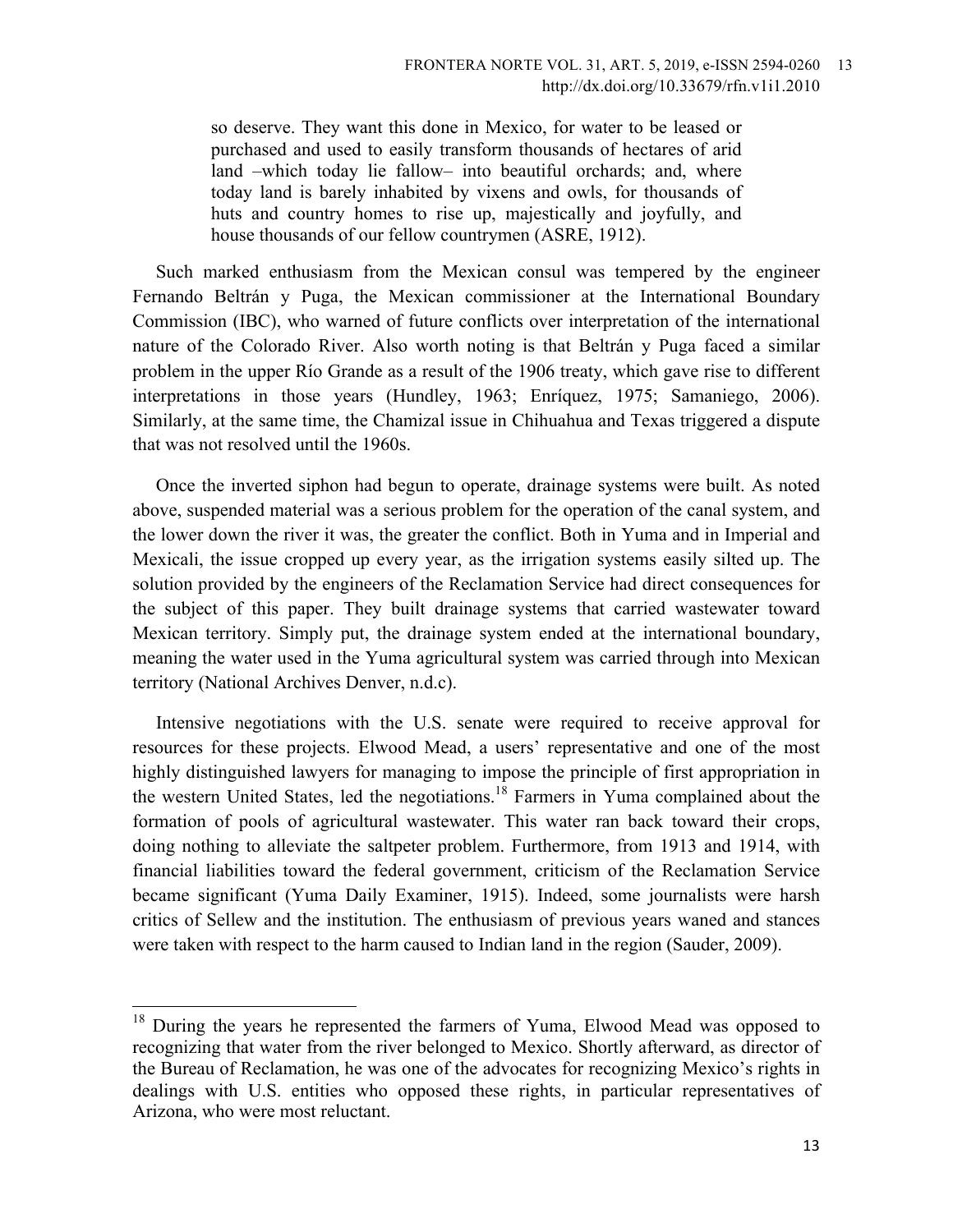> so deserve. They want this done in Mexico, for water to be leased or purchased and used to easily transform thousands of hectares of arid land –which today lie fallow– into beautiful orchards; and, where today land is barely inhabited by vixens and owls, for thousands of huts and country homes to rise up, majestically and joyfully, and house thousands of our fellow countrymen (ASRE, 1912).

Such marked enthusiasm from the Mexican consul was tempered by the engineer Fernando Beltrán y Puga, the Mexican commissioner at the International Boundary Commission (IBC), who warned of future conflicts over interpretation of the international nature of the Colorado River. Also worth noting is that Beltrán y Puga faced a similar problem in the upper Río Grande as a result of the 1906 treaty, which gave rise to different interpretations in those years (Hundley, 1963; Enríquez, 1975; Samaniego, 2006). Similarly, at the same time, the Chamizal issue in Chihuahua and Texas triggered a dispute that was not resolved until the 1960s.

Once the inverted siphon had begun to operate, drainage systems were built. As noted above, suspended material was a serious problem for the operation of the canal system, and the lower down the river it was, the greater the conflict. Both in Yuma and in Imperial and Mexicali, the issue cropped up every year, as the irrigation systems easily silted up. The solution provided by the engineers of the Reclamation Service had direct consequences for the subject of this paper. They built drainage systems that carried wastewater toward Mexican territory. Simply put, the drainage system ended at the international boundary, meaning the water used in the Yuma agricultural system was carried through into Mexican territory (National Archives Denver, n.d.c).

Intensive negotiations with the U.S. senate were required to receive approval for resources for these projects. Elwood Mead, a users' representative and one of the most highly distinguished lawyers for managing to impose the principle of first appropriation in the western United States, led the negotiations.[18] Farmers in Yuma complained about the formation of pools of agricultural wastewater. This water ran back toward their crops, doing nothing to alleviate the saltpeter problem. Furthermore, from 1913 and 1914, with financial liabilities toward the federal government, criticism of the Reclamation Service became significant (Yuma Daily Examiner, 1915). Indeed, some journalists were harsh critics of Sellew and the institution. The enthusiasm of previous years waned and stances were taken with respect to the harm caused to Indian land in the region (Sauder, 2009).

---

[18] During the years he represented the farmers of Yuma, Elwood Mead was opposed to recognizing that water from the river belonged to Mexico. Shortly afterward, as director of the Bureau of Reclamation, he was one of the advocates for recognizing Mexico's rights in dealings with U.S. entities who opposed these rights, in particular representatives of Arizona, who were most reluctant.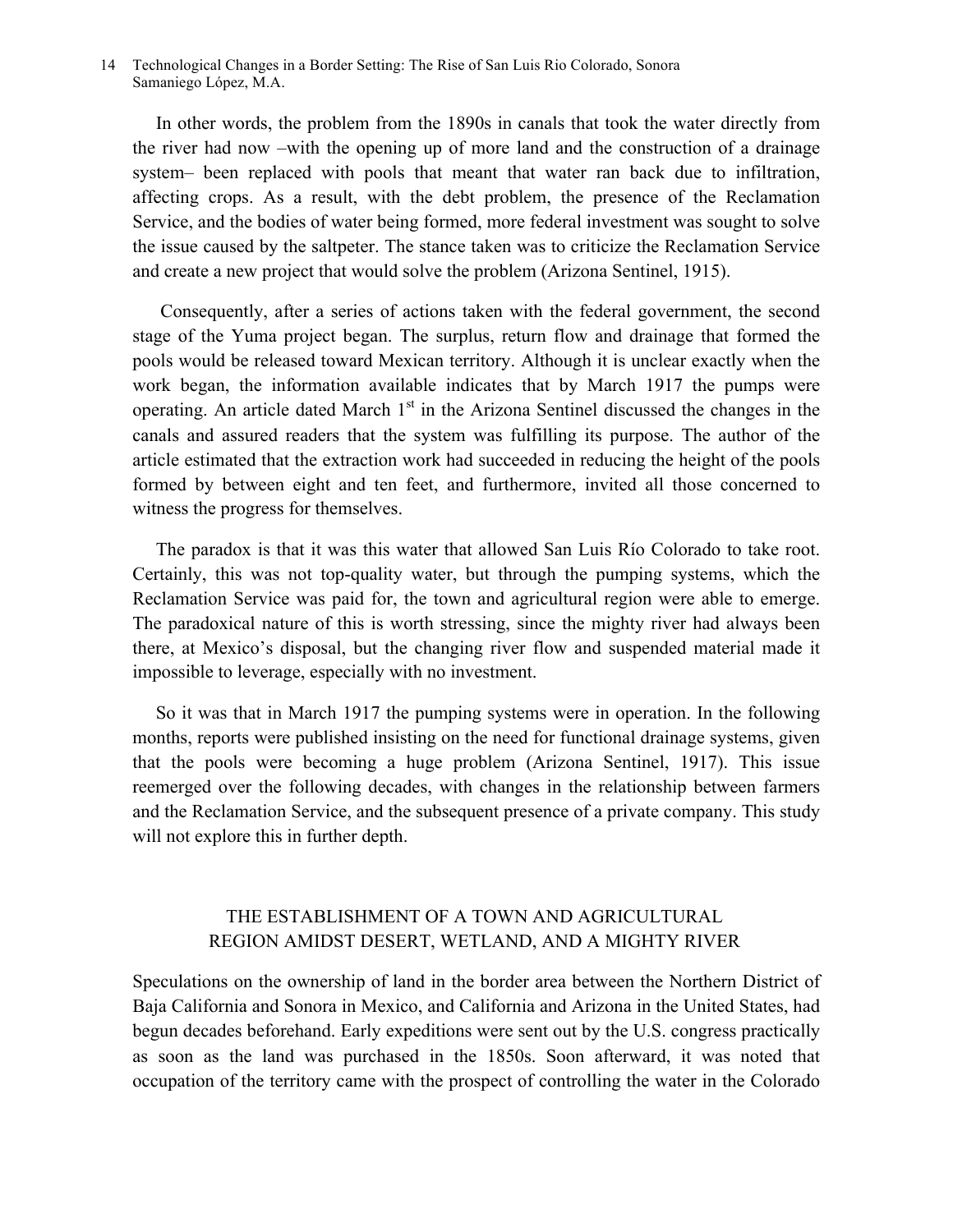In other words, the problem from the 1890s in canals that took the water directly from the river had now –with the opening up of more land and the construction of a drainage system– been replaced with pools that meant that water ran back due to infiltration, affecting crops. As a result, with the debt problem, the presence of the Reclamation Service, and the bodies of water being formed, more federal investment was sought to solve the issue caused by the saltpeter. The stance taken was to criticize the Reclamation Service and create a new project that would solve the problem (Arizona Sentinel, 1915).

Consequently, after a series of actions taken with the federal government, the second stage of the Yuma project began. The surplus, return flow and drainage that formed the pools would be released toward Mexican territory. Although it is unclear exactly when the work began, the information available indicates that by March 1917 the pumps were operating. An article dated March 1st in the Arizona Sentinel discussed the changes in the canals and assured readers that the system was fulfilling its purpose. The author of the article estimated that the extraction work had succeeded in reducing the height of the pools formed by between eight and ten feet, and furthermore, invited all those concerned to witness the progress for themselves.

The paradox is that it was this water that allowed San Luis Río Colorado to take root. Certainly, this was not top-quality water, but through the pumping systems, which the Reclamation Service was paid for, the town and agricultural region were able to emerge. The paradoxical nature of this is worth stressing, since the mighty river had always been there, at Mexico's disposal, but the changing river flow and suspended material made it impossible to leverage, especially with no investment.

So it was that in March 1917 the pumping systems were in operation. In the following months, reports were published insisting on the need for functional drainage systems, given that the pools were becoming a huge problem (Arizona Sentinel, 1917). This issue reemerged over the following decades, with changes in the relationship between farmers and the Reclamation Service, and the subsequent presence of a private company. This study will not explore this in further depth.

## THE ESTABLISHMENT OF A TOWN AND AGRICULTURAL REGION AMIDST DESERT, WETLAND, AND A MIGHTY RIVER

Speculations on the ownership of land in the border area between the Northern District of Baja California and Sonora in Mexico, and California and Arizona in the United States, had begun decades beforehand. Early expeditions were sent out by the U.S. congress practically as soon as the land was purchased in the 1850s. Soon afterward, it was noted that occupation of the territory came with the prospect of controlling the water in the Colorado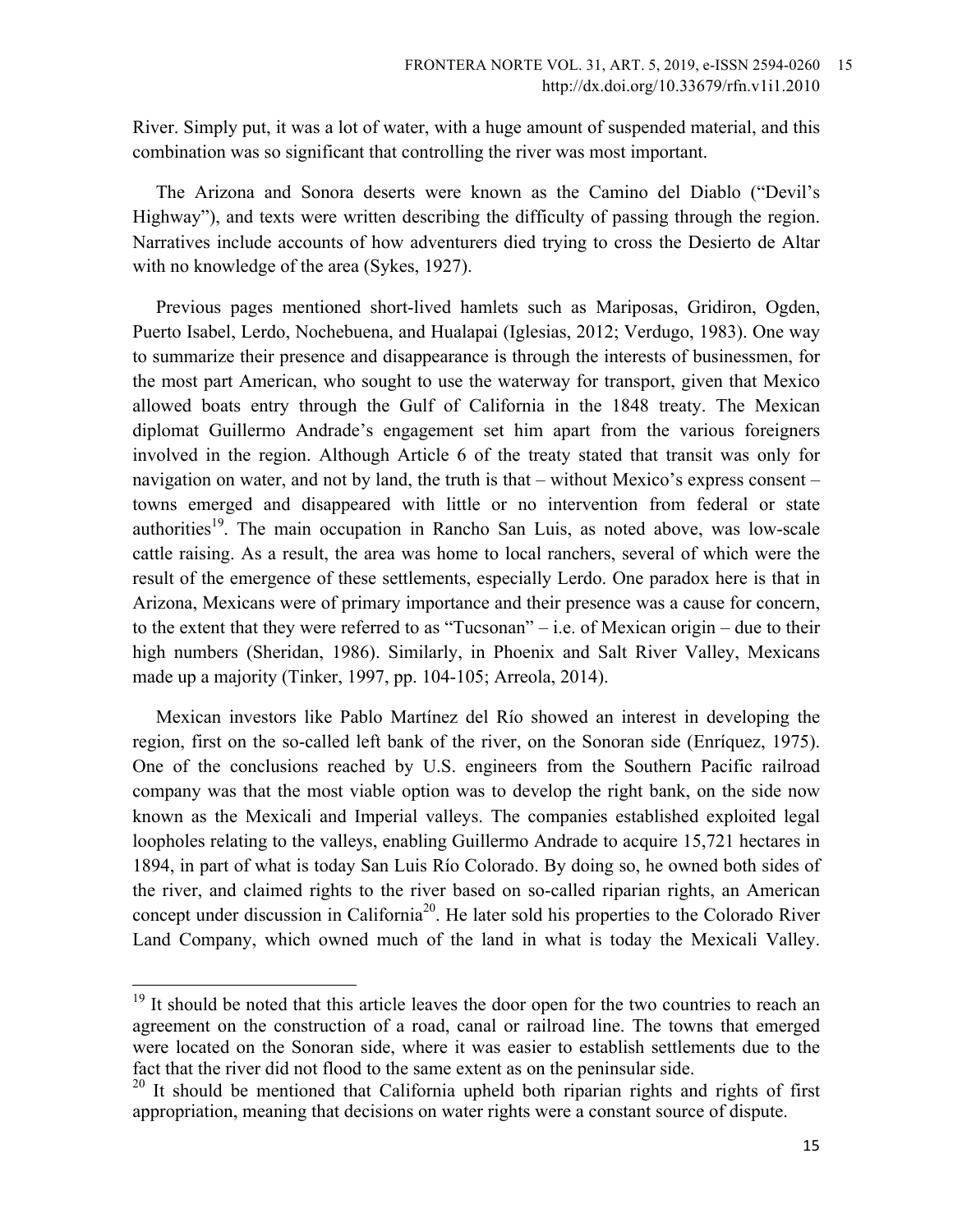River. Simply put, it was a lot of water, with a huge amount of suspended material, and this combination was so significant that controlling the river was most important.

The Arizona and Sonora deserts were known as the Camino del Diablo ("Devil's Highway"), and texts were written describing the difficulty of passing through the region. Narratives include accounts of how adventurers died trying to cross the Desierto de Altar with no knowledge of the area (Sykes, 1927).

Previous pages mentioned short-lived hamlets such as Mariposas, Gridiron, Ogden, Puerto Isabel, Lerdo, Nochebuena, and Hualapai (Iglesias, 2012; Verdugo, 1983). One way to summarize their presence and disappearance is through the interests of businessmen, for the most part American, who sought to use the waterway for transport, given that Mexico allowed boats entry through the Gulf of California in the 1848 treaty. The Mexican diplomat Guillermo Andrade's engagement set him apart from the various foreigners involved in the region. Although Article 6 of the treaty stated that transit was only for navigation on water, and not by land, the truth is that – without Mexico's express consent – towns emerged and disappeared with little or no intervention from federal or state authorities[19]. The main occupation in Rancho San Luis, as noted above, was low-scale cattle raising. As a result, the area was home to local ranchers, several of which were the result of the emergence of these settlements, especially Lerdo. One paradox here is that in Arizona, Mexicans were of primary importance and their presence was a cause for concern, to the extent that they were referred to as "Tucsonan" – i.e. of Mexican origin – due to their high numbers (Sheridan, 1986). Similarly, in Phoenix and Salt River Valley, Mexicans made up a majority (Tinker, 1997, pp. 104-105; Arreola, 2014).

Mexican investors like Pablo Martínez del Río showed an interest in developing the region, first on the so-called left bank of the river, on the Sonoran side (Enríquez, 1975). One of the conclusions reached by U.S. engineers from the Southern Pacific railroad company was that the most viable option was to develop the right bank, on the side now known as the Mexicali and Imperial valleys. The companies established exploited legal loopholes relating to the valleys, enabling Guillermo Andrade to acquire 15,721 hectares in 1894, in part of what is today San Luis Río Colorado. By doing so, he owned both sides of the river, and claimed rights to the river based on so-called riparian rights, an American concept under discussion in California[20]. He later sold his properties to the Colorado River Land Company, which owned much of the land in what is today the Mexicali Valley.

---

[19] It should be noted that this article leaves the door open for the two countries to reach an agreement on the construction of a road, canal or railroad line. The towns that emerged were located on the Sonoran side, where it was easier to establish settlements due to the fact that the river did not flood to the same extent as on the peninsular side.

[20] It should be mentioned that California upheld both riparian rights and rights of first appropriation, meaning that decisions on water rights were a constant source of dispute.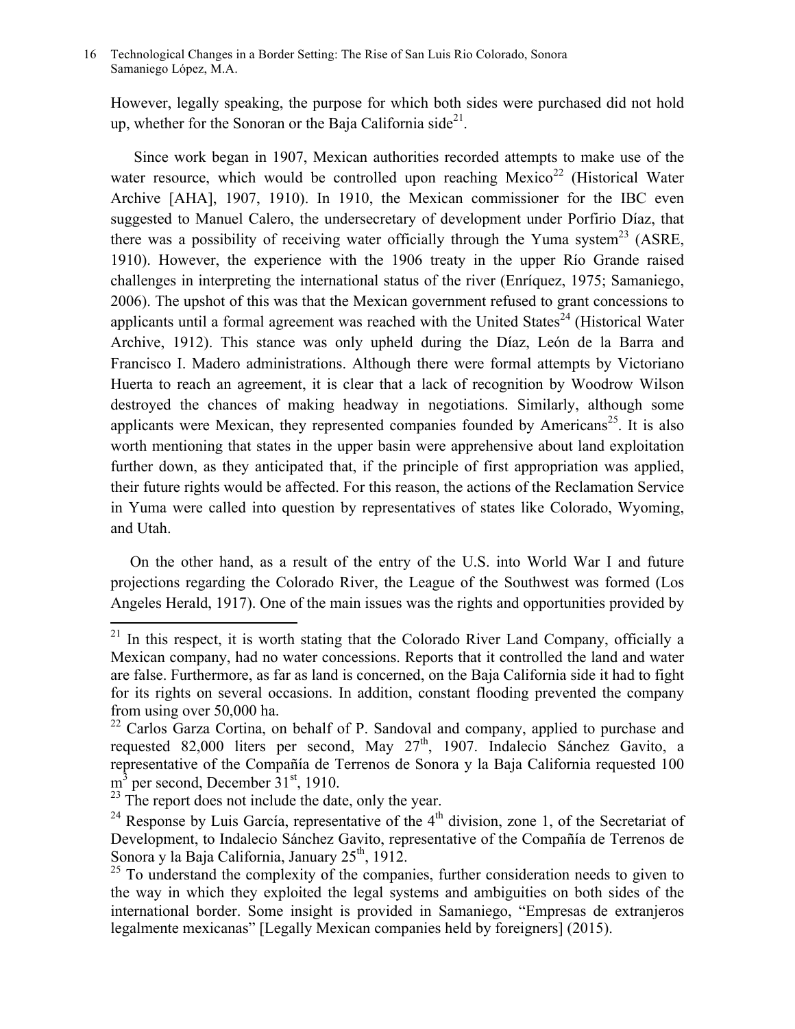However, legally speaking, the purpose for which both sides were purchased did not hold up, whether for the Sonoran or the Baja California side[21].

Since work began in 1907, Mexican authorities recorded attempts to make use of the water resource, which would be controlled upon reaching Mexico[22] (Historical Water Archive [AHA], 1907, 1910). In 1910, the Mexican commissioner for the IBC even suggested to Manuel Calero, the undersecretary of development under Porfirio Díaz, that there was a possibility of receiving water officially through the Yuma system[23] (ASRE, 1910). However, the experience with the 1906 treaty in the upper Río Grande raised challenges in interpreting the international status of the river (Enríquez, 1975; Samaniego, 2006). The upshot of this was that the Mexican government refused to grant concessions to applicants until a formal agreement was reached with the United States[24] (Historical Water Archive, 1912). This stance was only upheld during the Díaz, León de la Barra and Francisco I. Madero administrations. Although there were formal attempts by Victoriano Huerta to reach an agreement, it is clear that a lack of recognition by Woodrow Wilson destroyed the chances of making headway in negotiations. Similarly, although some applicants were Mexican, they represented companies founded by Americans[25]. It is also worth mentioning that states in the upper basin were apprehensive about land exploitation further down, as they anticipated that, if the principle of first appropriation was applied, their future rights would be affected. For this reason, the actions of the Reclamation Service in Yuma were called into question by representatives of states like Colorado, Wyoming, and Utah.

On the other hand, as a result of the entry of the U.S. into World War I and future projections regarding the Colorado River, the League of the Southwest was formed (Los Angeles Herald, 1917). One of the main issues was the rights and opportunities provided by

---

[21] In this respect, it is worth stating that the Colorado River Land Company, officially a Mexican company, had no water concessions. Reports that it controlled the land and water are false. Furthermore, as far as land is concerned, on the Baja California side it had to fight for its rights on several occasions. In addition, constant flooding prevented the company from using over 50,000 ha.

[22] Carlos Garza Cortina, on behalf of P. Sandoval and company, applied to purchase and requested 82,000 liters per second, May 27th, 1907. Indalecio Sánchez Gavito, a representative of the Compañía de Terrenos de Sonora y la Baja California requested 100 $m^3$ per second, December 31st, 1910.

[23] The report does not include the date, only the year.

[24] Response by Luis García, representative of the 4th division, zone 1, of the Secretariat of Development, to Indalecio Sánchez Gavito, representative of the Compañía de Terrenos de Sonora y la Baja California, January 25th, 1912.

[25] To understand the complexity of the companies, further consideration needs to given to the way in which they exploited the legal systems and ambiguities on both sides of the international border. Some insight is provided in Samaniego, "Empresas de extranjeros legalmente mexicanas" [Legally Mexican companies held by foreigners] (2015).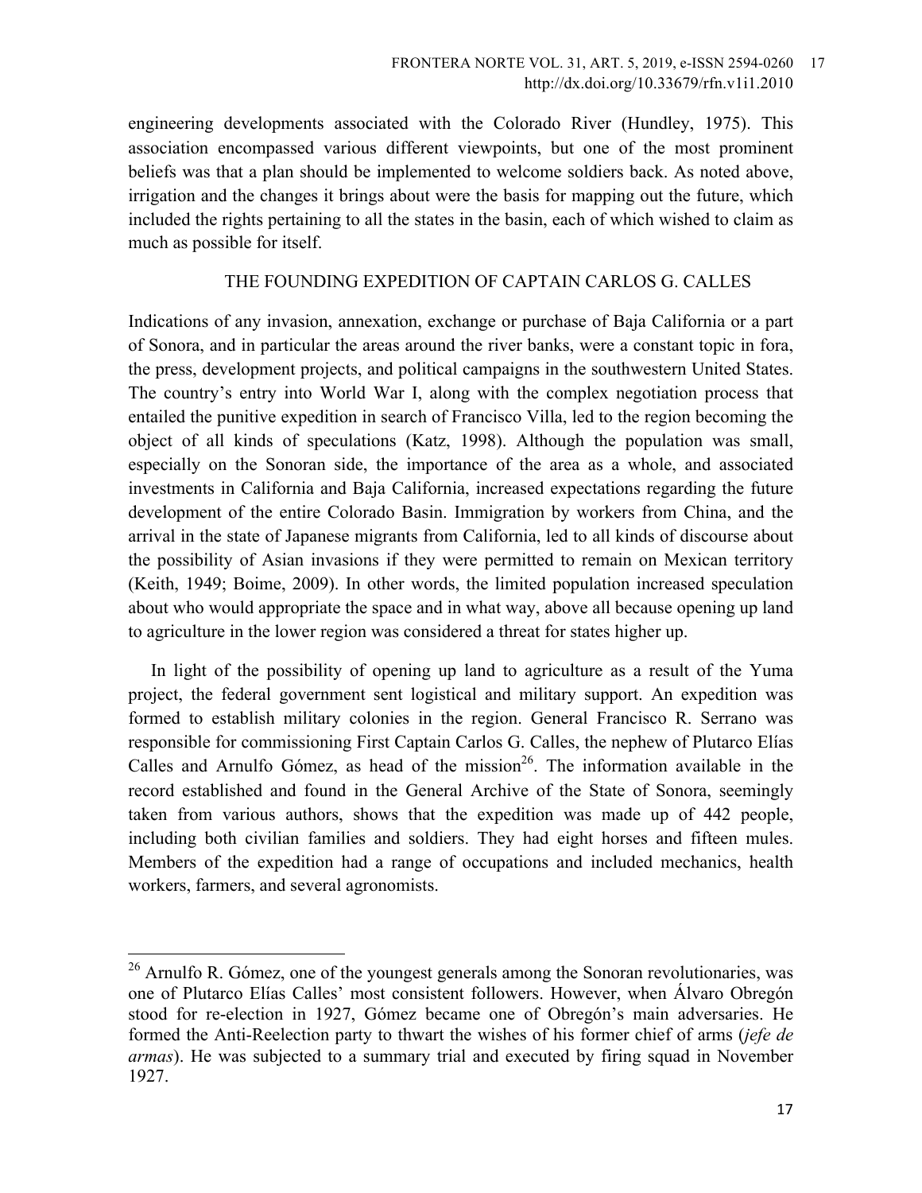engineering developments associated with the Colorado River (Hundley, 1975). This association encompassed various different viewpoints, but one of the most prominent beliefs was that a plan should be implemented to welcome soldiers back. As noted above, irrigation and the changes it brings about were the basis for mapping out the future, which included the rights pertaining to all the states in the basin, each of which wished to claim as much as possible for itself.

## THE FOUNDING EXPEDITION OF CAPTAIN CARLOS G. CALLES

Indications of any invasion, annexation, exchange or purchase of Baja California or a part of Sonora, and in particular the areas around the river banks, were a constant topic in fora, the press, development projects, and political campaigns in the southwestern United States. The country's entry into World War I, along with the complex negotiation process that entailed the punitive expedition in search of Francisco Villa, led to the region becoming the object of all kinds of speculations (Katz, 1998). Although the population was small, especially on the Sonoran side, the importance of the area as a whole, and associated investments in California and Baja California, increased expectations regarding the future development of the entire Colorado Basin. Immigration by workers from China, and the arrival in the state of Japanese migrants from California, led to all kinds of discourse about the possibility of Asian invasions if they were permitted to remain on Mexican territory (Keith, 1949; Boime, 2009). In other words, the limited population increased speculation about who would appropriate the space and in what way, above all because opening up land to agriculture in the lower region was considered a threat for states higher up.

In light of the possibility of opening up land to agriculture as a result of the Yuma project, the federal government sent logistical and military support. An expedition was formed to establish military colonies in the region. General Francisco R. Serrano was responsible for commissioning First Captain Carlos G. Calles, the nephew of Plutarco Elías Calles and Arnulfo Gómez, as head of the mission[26]. The information available in the record established and found in the General Archive of the State of Sonora, seemingly taken from various authors, shows that the expedition was made up of 442 people, including both civilian families and soldiers. They had eight horses and fifteen mules. Members of the expedition had a range of occupations and included mechanics, health workers, farmers, and several agronomists.

---

[26] Arnulfo R. Gómez, one of the youngest generals among the Sonoran revolutionaries, was one of Plutarco Elías Calles' most consistent followers. However, when Álvaro Obregón stood for re-election in 1927, Gómez became one of Obregón's main adversaries. He formed the Anti-Reelection party to thwart the wishes of his former chief of arms (*jefe de armas*). He was subjected to a summary trial and executed by firing squad in November 1927.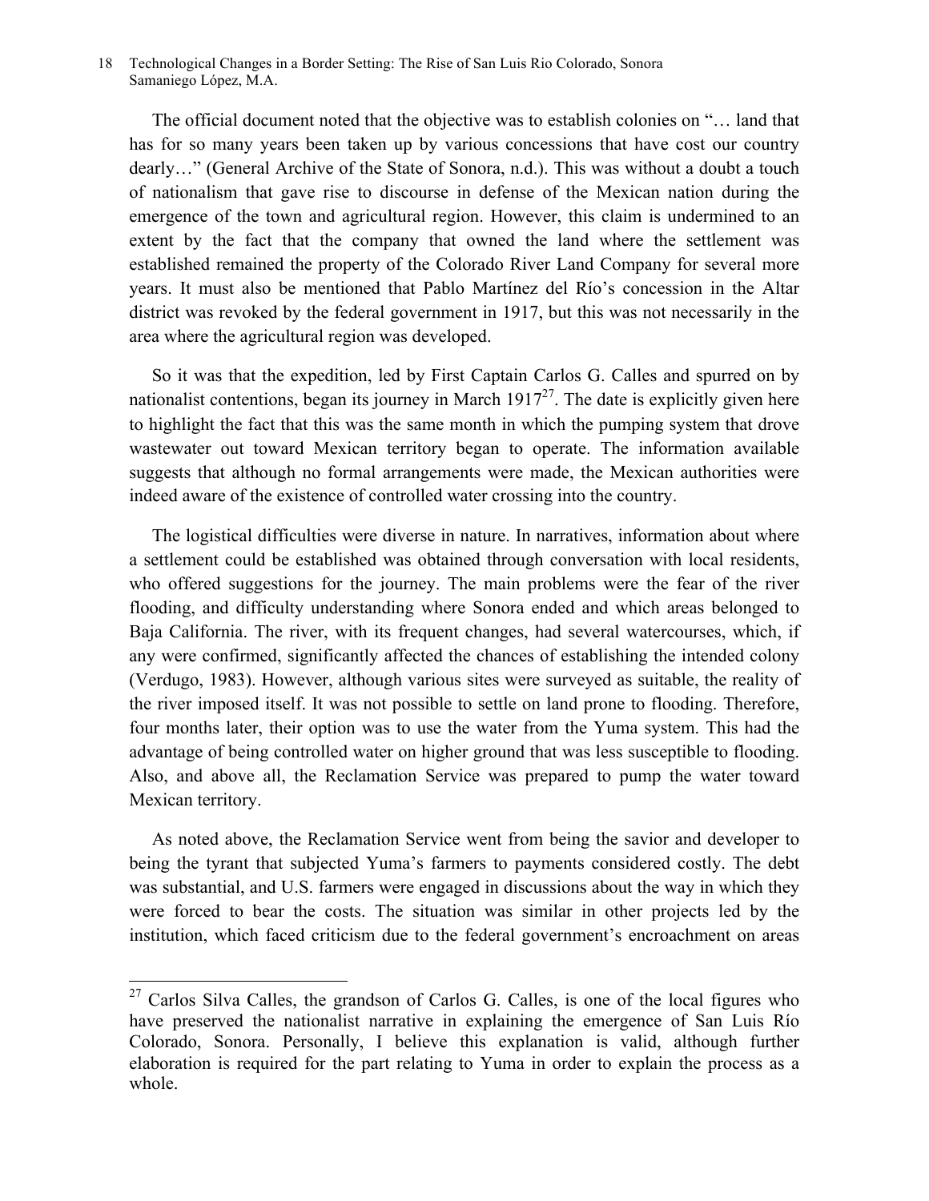The official document noted that the objective was to establish colonies on "… land that has for so many years been taken up by various concessions that have cost our country dearly…" (General Archive of the State of Sonora, n.d.). This was without a doubt a touch of nationalism that gave rise to discourse in defense of the Mexican nation during the emergence of the town and agricultural region. However, this claim is undermined to an extent by the fact that the company that owned the land where the settlement was established remained the property of the Colorado River Land Company for several more years. It must also be mentioned that Pablo Martínez del Río's concession in the Altar district was revoked by the federal government in 1917, but this was not necessarily in the area where the agricultural region was developed.

So it was that the expedition, led by First Captain Carlos G. Calles and spurred on by nationalist contentions, began its journey in March 1917[27]. The date is explicitly given here to highlight the fact that this was the same month in which the pumping system that drove wastewater out toward Mexican territory began to operate. The information available suggests that although no formal arrangements were made, the Mexican authorities were indeed aware of the existence of controlled water crossing into the country.

The logistical difficulties were diverse in nature. In narratives, information about where a settlement could be established was obtained through conversation with local residents, who offered suggestions for the journey. The main problems were the fear of the river flooding, and difficulty understanding where Sonora ended and which areas belonged to Baja California. The river, with its frequent changes, had several watercourses, which, if any were confirmed, significantly affected the chances of establishing the intended colony (Verdugo, 1983). However, although various sites were surveyed as suitable, the reality of the river imposed itself. It was not possible to settle on land prone to flooding. Therefore, four months later, their option was to use the water from the Yuma system. This had the advantage of being controlled water on higher ground that was less susceptible to flooding. Also, and above all, the Reclamation Service was prepared to pump the water toward Mexican territory.

As noted above, the Reclamation Service went from being the savior and developer to being the tyrant that subjected Yuma's farmers to payments considered costly. The debt was substantial, and U.S. farmers were engaged in discussions about the way in which they were forced to bear the costs. The situation was similar in other projects led by the institution, which faced criticism due to the federal government's encroachment on areas

[27] Carlos Silva Calles, the grandson of Carlos G. Calles, is one of the local figures who have preserved the nationalist narrative in explaining the emergence of San Luis Río Colorado, Sonora. Personally, I believe this explanation is valid, although further elaboration is required for the part relating to Yuma in order to explain the process as a whole.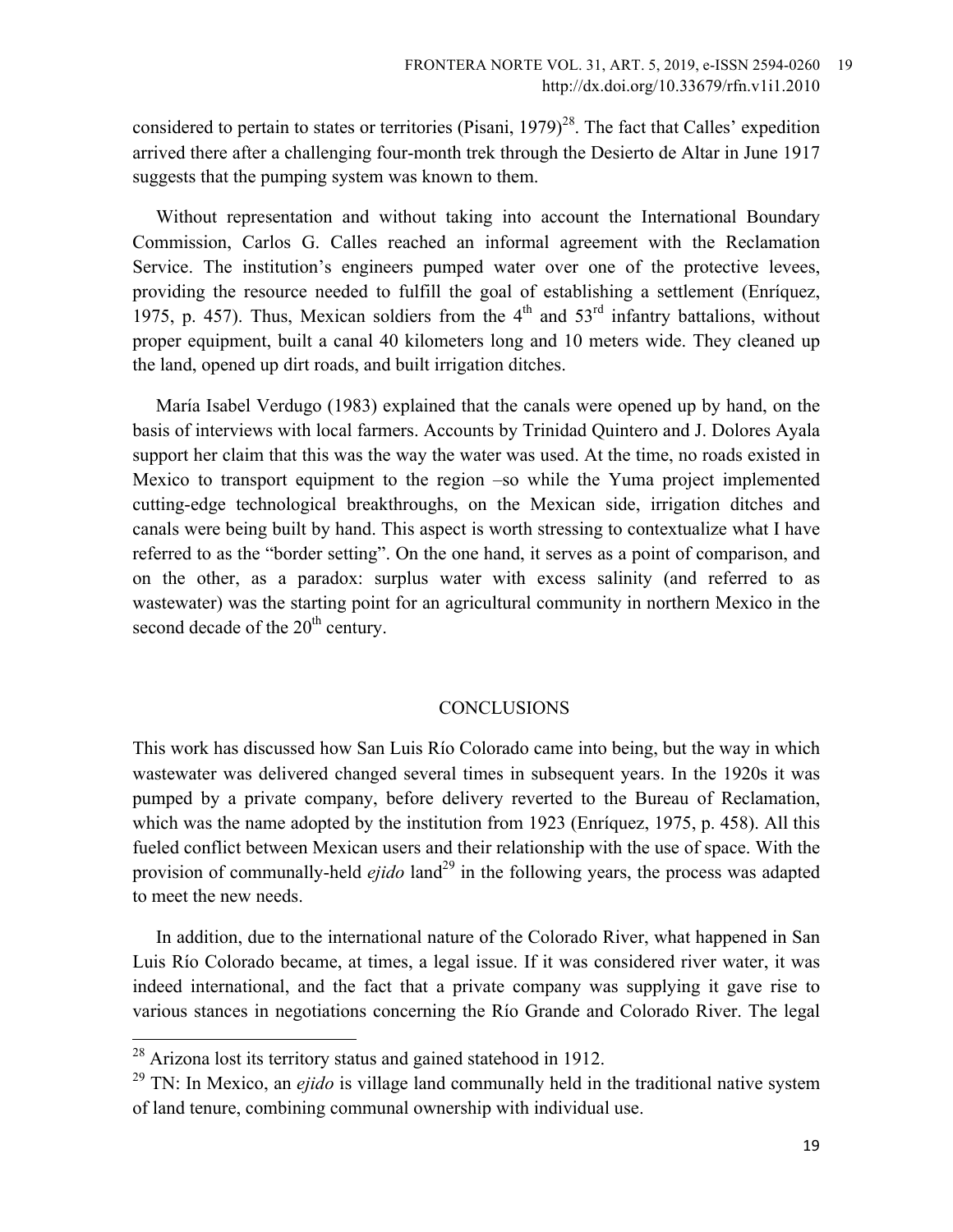considered to pertain to states or territories (Pisani, 1979)[28]. The fact that Calles' expedition arrived there after a challenging four-month trek through the Desierto de Altar in June 1917 suggests that the pumping system was known to them.

Without representation and without taking into account the International Boundary Commission, Carlos G. Calles reached an informal agreement with the Reclamation Service. The institution's engineers pumped water over one of the protective levees, providing the resource needed to fulfill the goal of establishing a settlement (Enríquez, 1975, p. 457). Thus, Mexican soldiers from the 4th and 53rd infantry battalions, without proper equipment, built a canal 40 kilometers long and 10 meters wide. They cleaned up the land, opened up dirt roads, and built irrigation ditches.

María Isabel Verdugo (1983) explained that the canals were opened up by hand, on the basis of interviews with local farmers. Accounts by Trinidad Quintero and J. Dolores Ayala support her claim that this was the way the water was used. At the time, no roads existed in Mexico to transport equipment to the region –so while the Yuma project implemented cutting-edge technological breakthroughs, on the Mexican side, irrigation ditches and canals were being built by hand. This aspect is worth stressing to contextualize what I have referred to as the "border setting". On the one hand, it serves as a point of comparison, and on the other, as a paradox: surplus water with excess salinity (and referred to as wastewater) was the starting point for an agricultural community in northern Mexico in the second decade of the 20th century.

## CONCLUSIONS

This work has discussed how San Luis Río Colorado came into being, but the way in which wastewater was delivered changed several times in subsequent years. In the 1920s it was pumped by a private company, before delivery reverted to the Bureau of Reclamation, which was the name adopted by the institution from 1923 (Enríquez, 1975, p. 458). All this fueled conflict between Mexican users and their relationship with the use of space. With the provision of communally-held *ejido* land[29] in the following years, the process was adapted to meet the new needs.

In addition, due to the international nature of the Colorado River, what happened in San Luis Río Colorado became, at times, a legal issue. If it was considered river water, it was indeed international, and the fact that a private company was supplying it gave rise to various stances in negotiations concerning the Río Grande and Colorado River. The legal

---

[28] Arizona lost its territory status and gained statehood in 1912.

[29] TN: In Mexico, an *ejido* is village land communally held in the traditional native system of land tenure, combining communal ownership with individual use.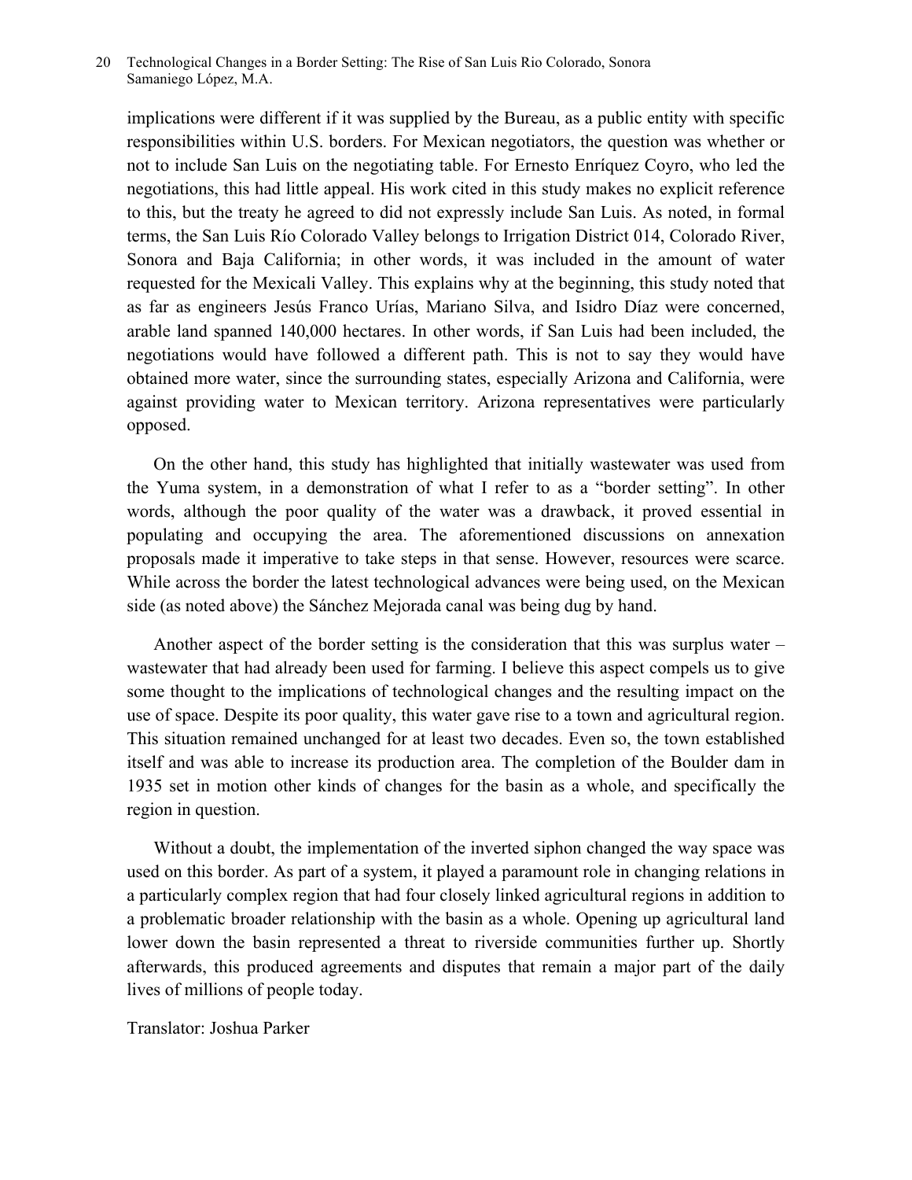implications were different if it was supplied by the Bureau, as a public entity with specific responsibilities within U.S. borders. For Mexican negotiators, the question was whether or not to include San Luis on the negotiating table. For Ernesto Enríquez Coyro, who led the negotiations, this had little appeal. His work cited in this study makes no explicit reference to this, but the treaty he agreed to did not expressly include San Luis. As noted, in formal terms, the San Luis Río Colorado Valley belongs to Irrigation District 014, Colorado River, Sonora and Baja California; in other words, it was included in the amount of water requested for the Mexicali Valley. This explains why at the beginning, this study noted that as far as engineers Jesús Franco Urías, Mariano Silva, and Isidro Díaz were concerned, arable land spanned 140,000 hectares. In other words, if San Luis had been included, the negotiations would have followed a different path. This is not to say they would have obtained more water, since the surrounding states, especially Arizona and California, were against providing water to Mexican territory. Arizona representatives were particularly opposed.

On the other hand, this study has highlighted that initially wastewater was used from the Yuma system, in a demonstration of what I refer to as a "border setting". In other words, although the poor quality of the water was a drawback, it proved essential in populating and occupying the area. The aforementioned discussions on annexation proposals made it imperative to take steps in that sense. However, resources were scarce. While across the border the latest technological advances were being used, on the Mexican side (as noted above) the Sánchez Mejorada canal was being dug by hand.

Another aspect of the border setting is the consideration that this was surplus water – wastewater that had already been used for farming. I believe this aspect compels us to give some thought to the implications of technological changes and the resulting impact on the use of space. Despite its poor quality, this water gave rise to a town and agricultural region. This situation remained unchanged for at least two decades. Even so, the town established itself and was able to increase its production area. The completion of the Boulder dam in 1935 set in motion other kinds of changes for the basin as a whole, and specifically the region in question.

Without a doubt, the implementation of the inverted siphon changed the way space was used on this border. As part of a system, it played a paramount role in changing relations in a particularly complex region that had four closely linked agricultural regions in addition to a problematic broader relationship with the basin as a whole. Opening up agricultural land lower down the basin represented a threat to riverside communities further up. Shortly afterwards, this produced agreements and disputes that remain a major part of the daily lives of millions of people today.

Translator: Joshua Parker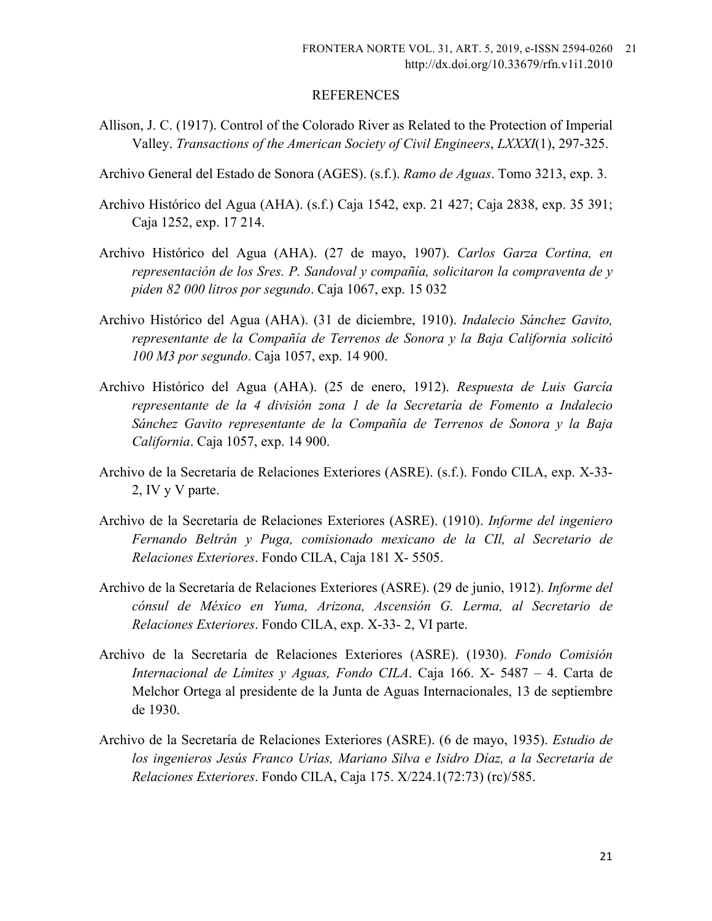## REFERENCES

Allison, J. C. (1917). Control of the Colorado River as Related to the Protection of Imperial Valley. *Transactions of the American Society of Civil Engineers*, *LXXXI*(1), 297-325.

Archivo General del Estado de Sonora (AGES). (s.f.). *Ramo de Aguas*. Tomo 3213, exp. 3.

Archivo Histórico del Agua (AHA). (s.f.) Caja 1542, exp. 21 427; Caja 2838, exp. 35 391; Caja 1252, exp. 17 214.

Archivo Histórico del Agua (AHA). (27 de mayo, 1907). *Carlos Garza Cortina, en representación de los Sres. P. Sandoval y compañía, solicitaron la compraventa de y piden 82 000 litros por segundo*. Caja 1067, exp. 15 032

Archivo Histórico del Agua (AHA). (31 de diciembre, 1910). *Indalecio Sánchez Gavito, representante de la Compañía de Terrenos de Sonora y la Baja California solicitó 100 M3 por segundo*. Caja 1057, exp. 14 900.

Archivo Histórico del Agua (AHA). (25 de enero, 1912). *Respuesta de Luis García representante de la 4 división zona 1 de la Secretaría de Fomento a Indalecio Sánchez Gavito representante de la Compañía de Terrenos de Sonora y la Baja California*. Caja 1057, exp. 14 900.

Archivo de la Secretaría de Relaciones Exteriores (ASRE). (s.f.). Fondo CILA, exp. X-33-2, IV y V parte.

Archivo de la Secretaría de Relaciones Exteriores (ASRE). (1910). *Informe del ingeniero Fernando Beltrán y Puga, comisionado mexicano de la CIl, al Secretario de Relaciones Exteriores*. Fondo CILA, Caja 181 X- 5505.

Archivo de la Secretaría de Relaciones Exteriores (ASRE). (29 de junio, 1912). *Informe del cónsul de México en Yuma, Arizona, Ascensión G. Lerma, al Secretario de Relaciones Exteriores*. Fondo CILA, exp. X-33- 2, VI parte.

Archivo de la Secretaría de Relaciones Exteriores (ASRE). (1930). *Fondo Comisión Internacional de Límites y Aguas, Fondo CILA*. Caja 166. X- 5487 – 4. Carta de Melchor Ortega al presidente de la Junta de Aguas Internacionales, 13 de septiembre de 1930.

Archivo de la Secretaría de Relaciones Exteriores (ASRE). (6 de mayo, 1935). *Estudio de los ingenieros Jesús Franco Urías, Mariano Silva e Isidro Díaz, a la Secretaría de Relaciones Exteriores*. Fondo CILA, Caja 175. X/224.1(72:73) (rc)/585.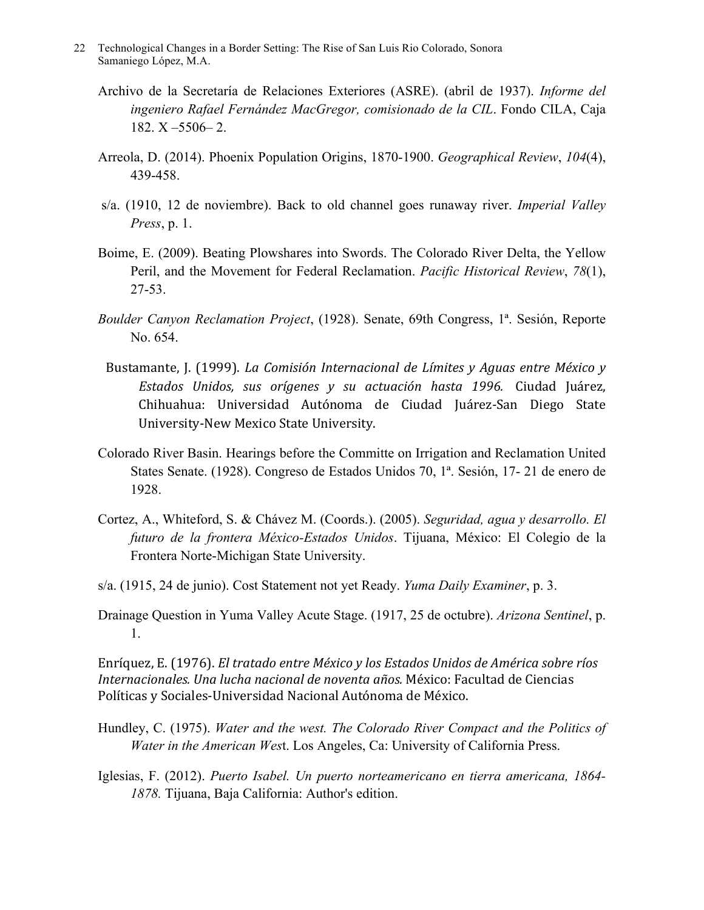Archivo de la Secretaría de Relaciones Exteriores (ASRE). (abril de 1937). *Informe del ingeniero Rafael Fernández MacGregor, comisionado de la CIL*. Fondo CILA, Caja 182. X –5506– 2.

Arreola, D. (2014). Phoenix Population Origins, 1870-1900. *Geographical Review*, *104*(4), 439-458.

s/a. (1910, 12 de noviembre). Back to old channel goes runaway river. *Imperial Valley Press*, p. 1.

Boime, E. (2009). Beating Plowshares into Swords. The Colorado River Delta, the Yellow Peril, and the Movement for Federal Reclamation. *Pacific Historical Review*, *78*(1), 27-53.

*Boulder Canyon Reclamation Project*, (1928). Senate, 69th Congress, 1ª. Sesión, Reporte No. 654.

Bustamante, J. (1999). *La Comisión Internacional de Límites y Aguas entre México y Estados Unidos, sus orígenes y su actuación hasta 1996.* Ciudad Juárez, Chihuahua: Universidad Autónoma de Ciudad Juárez-San Diego State University-New Mexico State University.

Colorado River Basin. Hearings before the Committe on Irrigation and Reclamation United States Senate. (1928). Congreso de Estados Unidos 70, 1ª. Sesión, 17- 21 de enero de 1928.

Cortez, A., Whiteford, S. & Chávez M. (Coords.). (2005). *Seguridad, agua y desarrollo. El futuro de la frontera México-Estados Unidos*. Tijuana, México: El Colegio de la Frontera Norte-Michigan State University.

s/a. (1915, 24 de junio). Cost Statement not yet Ready. *Yuma Daily Examiner*, p. 3.

Drainage Question in Yuma Valley Acute Stage. (1917, 25 de octubre). *Arizona Sentinel*, p. 1.

Enríquez, E. (1976). *El tratado entre México y los Estados Unidos de América sobre ríos Internacionales. Una lucha nacional de noventa años.* México: Facultad de Ciencias Políticas y Sociales-Universidad Nacional Autónoma de México.

Hundley, C. (1975). *Water and the west. The Colorado River Compact and the Politics of Water in the American Wes*t. Los Angeles, Ca: University of California Press.

Iglesias, F. (2012). *Puerto Isabel. Un puerto norteamericano en tierra americana, 1864-1878.* Tijuana, Baja California: Author's edition.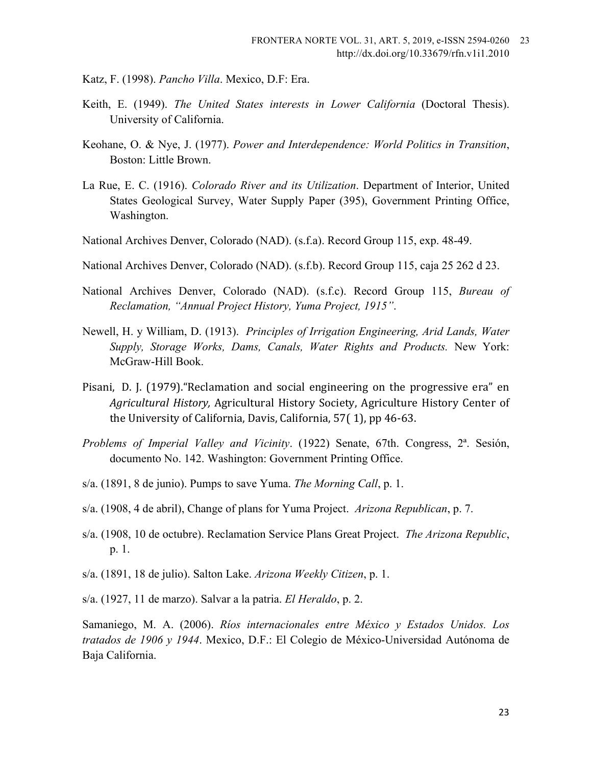Katz, F. (1998). *Pancho Villa*. Mexico, D.F: Era.

Keith, E. (1949). *The United States interests in Lower California* (Doctoral Thesis). University of California.

Keohane, O. & Nye, J. (1977). *Power and Interdependence: World Politics in Transition*, Boston: Little Brown.

La Rue, E. C. (1916). *Colorado River and its Utilization*. Department of Interior, United States Geological Survey, Water Supply Paper (395), Government Printing Office, Washington.

National Archives Denver, Colorado (NAD). (s.f.a). Record Group 115, exp. 48-49.

National Archives Denver, Colorado (NAD). (s.f.b). Record Group 115, caja 25 262 d 23.

National Archives Denver, Colorado (NAD). (s.f.c). Record Group 115, *Bureau of Reclamation, "Annual Project History, Yuma Project, 1915"*.

Newell, H. y William, D. (1913). *Principles of Irrigation Engineering, Arid Lands, Water Supply, Storage Works, Dams, Canals, Water Rights and Products.* New York: McGraw-Hill Book.

Pisani, D. J. (1979)."Reclamation and social engineering on the progressive era" en *Agricultural History,* Agricultural History Society, Agriculture History Center of the University of California, Davis, California, 57( 1), pp 46-63.

*Problems of Imperial Valley and Vicinity*. (1922) Senate, 67th. Congress, 2ª. Sesión, documento No. 142. Washington: Government Printing Office.

s/a. (1891, 8 de junio). Pumps to save Yuma. *The Morning Call*, p. 1.

s/a. (1908, 4 de abril), Change of plans for Yuma Project. *Arizona Republican*, p. 7.

s/a. (1908, 10 de octubre). Reclamation Service Plans Great Project. *The Arizona Republic*, p. 1.

s/a. (1891, 18 de julio). Salton Lake. *Arizona Weekly Citizen*, p. 1.

s/a. (1927, 11 de marzo). Salvar a la patria. *El Heraldo*, p. 2.

Samaniego, M. A. (2006). *Ríos internacionales entre México y Estados Unidos. Los tratados de 1906 y 1944*. Mexico, D.F.: El Colegio de México-Universidad Autónoma de Baja California.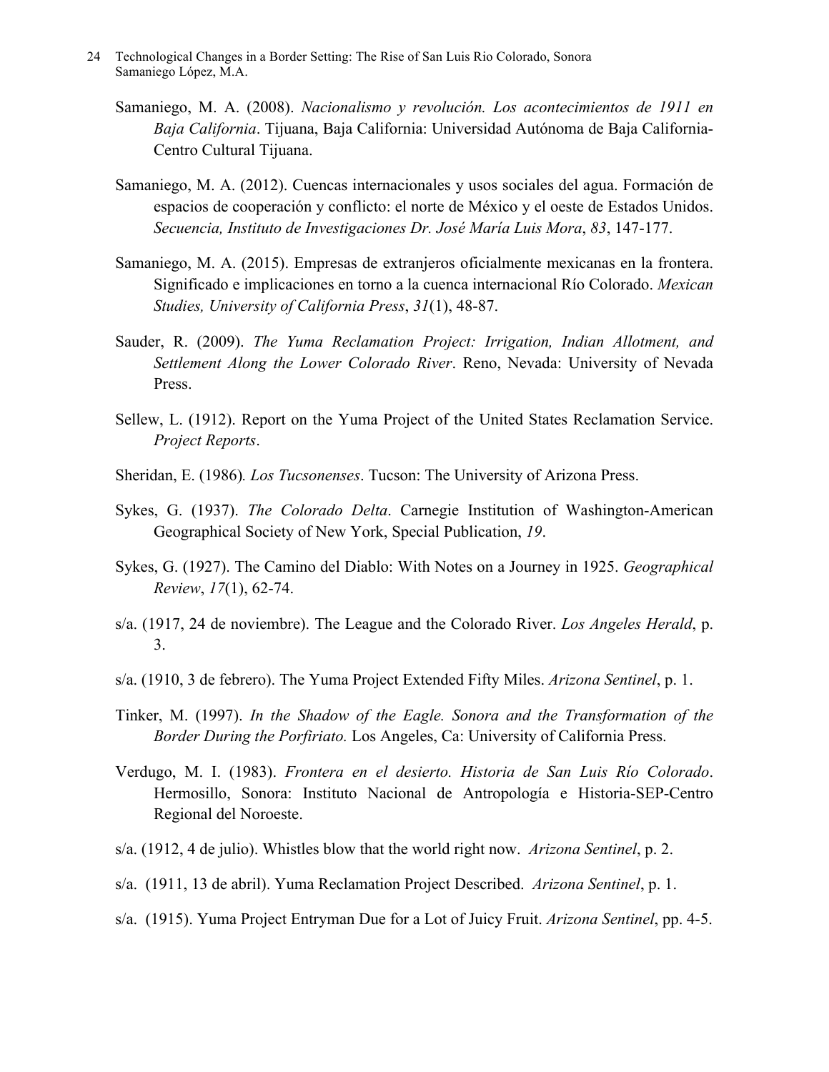Samaniego, M. A. (2008). *Nacionalismo y revolución. Los acontecimientos de 1911 en Baja California*. Tijuana, Baja California: Universidad Autónoma de Baja California-Centro Cultural Tijuana.

Samaniego, M. A. (2012). Cuencas internacionales y usos sociales del agua. Formación de espacios de cooperación y conflicto: el norte de México y el oeste de Estados Unidos. *Secuencia, Instituto de Investigaciones Dr. José María Luis Mora*, *83*, 147-177.

Samaniego, M. A. (2015). Empresas de extranjeros oficialmente mexicanas en la frontera. Significado e implicaciones en torno a la cuenca internacional Río Colorado. *Mexican Studies, University of California Press*, *31*(1), 48-87.

Sauder, R. (2009). *The Yuma Reclamation Project: Irrigation, Indian Allotment, and Settlement Along the Lower Colorado River*. Reno, Nevada: University of Nevada Press.

Sellew, L. (1912). Report on the Yuma Project of the United States Reclamation Service. *Project Reports*.

Sheridan, E. (1986). *Los Tucsonenses*. Tucson: The University of Arizona Press.

Sykes, G. (1937). *The Colorado Delta*. Carnegie Institution of Washington-American Geographical Society of New York, Special Publication, *19*.

Sykes, G. (1927). The Camino del Diablo: With Notes on a Journey in 1925. *Geographical Review*, *17*(1), 62-74.

s/a. (1917, 24 de noviembre). The League and the Colorado River. *Los Angeles Herald*, p. 3.

s/a. (1910, 3 de febrero). The Yuma Project Extended Fifty Miles. *Arizona Sentinel*, p. 1.

Tinker, M. (1997). *In the Shadow of the Eagle. Sonora and the Transformation of the Border During the Porfiriato.* Los Angeles, Ca: University of California Press.

Verdugo, M. I. (1983). *Frontera en el desierto. Historia de San Luis Río Colorado*. Hermosillo, Sonora: Instituto Nacional de Antropología e Historia-SEP-Centro Regional del Noroeste.

s/a. (1912, 4 de julio). Whistles blow that the world right now. *Arizona Sentinel*, p. 2.

s/a. (1911, 13 de abril). Yuma Reclamation Project Described. *Arizona Sentinel*, p. 1.

s/a. (1915). Yuma Project Entryman Due for a Lot of Juicy Fruit. *Arizona Sentinel*, pp. 4-5.